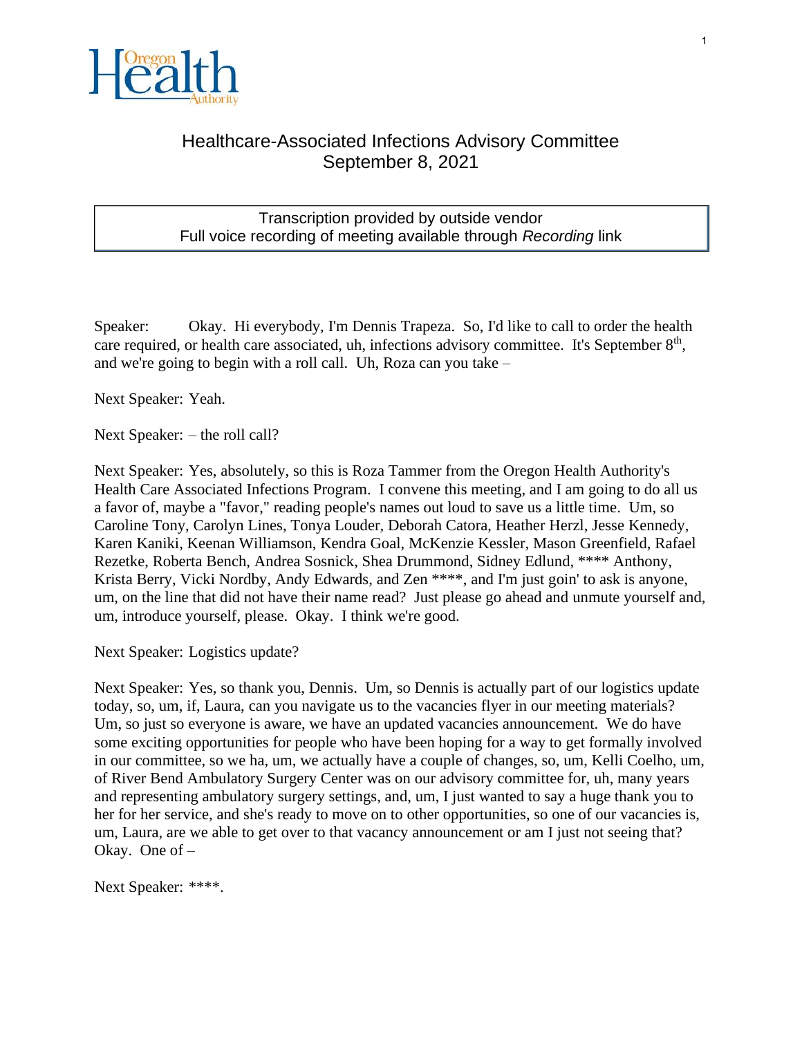# Healthcare-Associated Infections Advisory Committee
## September 8, 2021

Transcription provided by outside vendor
Full voice recording of meeting available through *Recording* link

Speaker: Okay. Hi everybody, I'm Dennis Trapeza. So, I'd like to call to order the health care required, or health care associated, uh, infections advisory committee. It's September 8th, and we're going to begin with a roll call. Uh, Roza can you take –

Next Speaker: Yeah.

Next Speaker: – the roll call?

Next Speaker: Yes, absolutely, so this is Roza Tammer from the Oregon Health Authority's Health Care Associated Infections Program. I convene this meeting, and I am going to do all us a favor of, maybe a "favor," reading people's names out loud to save us a little time. Um, so Caroline Tony, Carolyn Lines, Tonya Louder, Deborah Catora, Heather Herzl, Jesse Kennedy, Karen Kaniki, Keenan Williamson, Kendra Goal, McKenzie Kessler, Mason Greenfield, Rafael Rezetke, Roberta Bench, Andrea Sosnick, Shea Drummond, Sidney Edlund, **** Anthony, Krista Berry, Vicki Nordby, Andy Edwards, and Zen ****, and I'm just goin' to ask is anyone, um, on the line that did not have their name read? Just please go ahead and unmute yourself and, um, introduce yourself, please. Okay. I think we're good.

Next Speaker: Logistics update?

Next Speaker: Yes, so thank you, Dennis. Um, so Dennis is actually part of our logistics update today, so, um, if, Laura, can you navigate us to the vacancies flyer in our meeting materials? Um, so just so everyone is aware, we have an updated vacancies announcement. We do have some exciting opportunities for people who have been hoping for a way to get formally involved in our committee, so we ha, um, we actually have a couple of changes, so, um, Kelli Coelho, um, of River Bend Ambulatory Surgery Center was on our advisory committee for, uh, many years and representing ambulatory surgery settings, and, um, I just wanted to say a huge thank you to her for her service, and she's ready to move on to other opportunities, so one of our vacancies is, um, Laura, are we able to get over to that vacancy announcement or am I just not seeing that? Okay. One of –

Next Speaker: ****.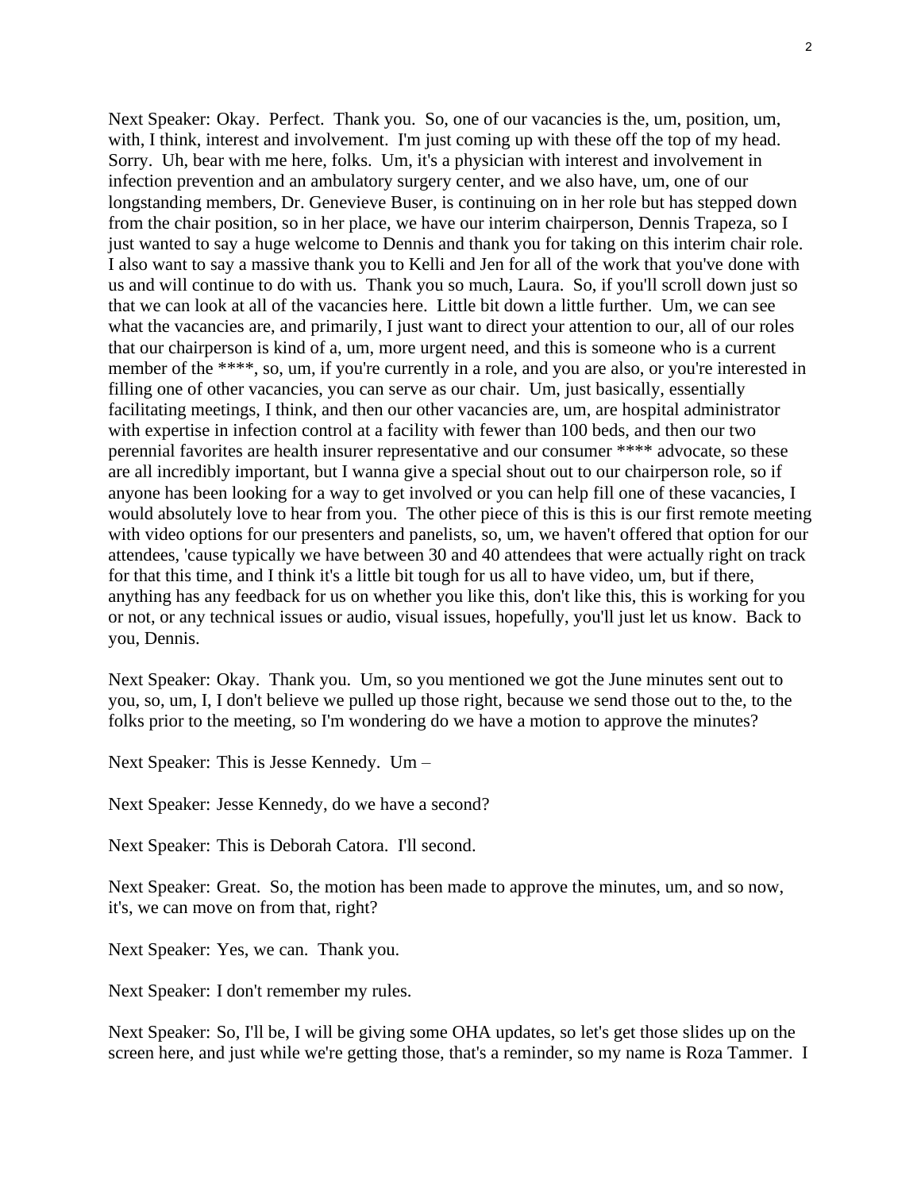Next Speaker: Okay. Perfect. Thank you. So, one of our vacancies is the, um, position, um, with, I think, interest and involvement. I'm just coming up with these off the top of my head. Sorry. Uh, bear with me here, folks. Um, it's a physician with interest and involvement in infection prevention and an ambulatory surgery center, and we also have, um, one of our longstanding members, Dr. Genevieve Buser, is continuing on in her role but has stepped down from the chair position, so in her place, we have our interim chairperson, Dennis Trapeza, so I just wanted to say a huge welcome to Dennis and thank you for taking on this interim chair role. I also want to say a massive thank you to Kelli and Jen for all of the work that you've done with us and will continue to do with us. Thank you so much, Laura. So, if you'll scroll down just so that we can look at all of the vacancies here. Little bit down a little further. Um, we can see what the vacancies are, and primarily, I just want to direct your attention to our, all of our roles that our chairperson is kind of a, um, more urgent need, and this is someone who is a current member of the ****, so, um, if you're currently in a role, and you are also, or you're interested in filling one of other vacancies, you can serve as our chair. Um, just basically, essentially facilitating meetings, I think, and then our other vacancies are, um, are hospital administrator with expertise in infection control at a facility with fewer than 100 beds, and then our two perennial favorites are health insurer representative and our consumer **** advocate, so these are all incredibly important, but I wanna give a special shout out to our chairperson role, so if anyone has been looking for a way to get involved or you can help fill one of these vacancies, I would absolutely love to hear from you. The other piece of this is this is our first remote meeting with video options for our presenters and panelists, so, um, we haven't offered that option for our attendees, 'cause typically we have between 30 and 40 attendees that were actually right on track for that this time, and I think it's a little bit tough for us all to have video, um, but if there, anything has any feedback for us on whether you like this, don't like this, this is working for you or not, or any technical issues or audio, visual issues, hopefully, you'll just let us know. Back to you, Dennis.

Next Speaker: Okay. Thank you. Um, so you mentioned we got the June minutes sent out to you, so, um, I, I don't believe we pulled up those right, because we send those out to the, to the folks prior to the meeting, so I'm wondering do we have a motion to approve the minutes?

Next Speaker: This is Jesse Kennedy. Um –

Next Speaker: Jesse Kennedy, do we have a second?

Next Speaker: This is Deborah Catora. I'll second.

Next Speaker: Great. So, the motion has been made to approve the minutes, um, and so now, it's, we can move on from that, right?

Next Speaker: Yes, we can. Thank you.

Next Speaker: I don't remember my rules.

Next Speaker: So, I'll be, I will be giving some OHA updates, so let's get those slides up on the screen here, and just while we're getting those, that's a reminder, so my name is Roza Tammer. I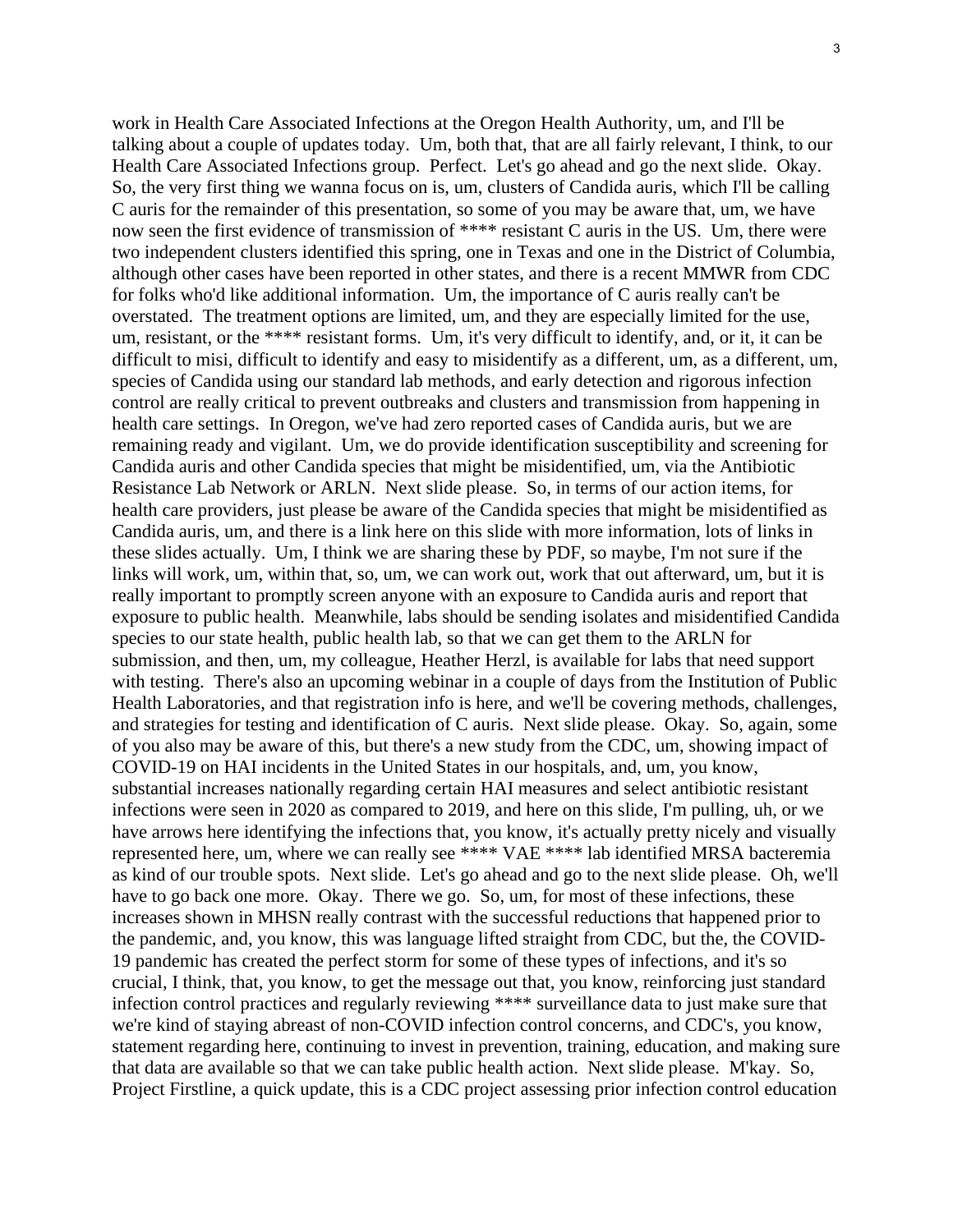work in Health Care Associated Infections at the Oregon Health Authority, um, and I'll be talking about a couple of updates today. Um, both that, that are all fairly relevant, I think, to our Health Care Associated Infections group. Perfect. Let's go ahead and go the next slide. Okay. So, the very first thing we wanna focus on is, um, clusters of Candida auris, which I'll be calling C auris for the remainder of this presentation, so some of you may be aware that, um, we have now seen the first evidence of transmission of **** resistant C auris in the US. Um, there were two independent clusters identified this spring, one in Texas and one in the District of Columbia, although other cases have been reported in other states, and there is a recent MMWR from CDC for folks who'd like additional information. Um, the importance of C auris really can't be overstated. The treatment options are limited, um, and they are especially limited for the use, um, resistant, or the **** resistant forms. Um, it's very difficult to identify, and, or it, it can be difficult to misi, difficult to identify and easy to misidentify as a different, um, as a different, um, species of Candida using our standard lab methods, and early detection and rigorous infection control are really critical to prevent outbreaks and clusters and transmission from happening in health care settings. In Oregon, we've had zero reported cases of Candida auris, but we are remaining ready and vigilant. Um, we do provide identification susceptibility and screening for Candida auris and other Candida species that might be misidentified, um, via the Antibiotic Resistance Lab Network or ARLN. Next slide please. So, in terms of our action items, for health care providers, just please be aware of the Candida species that might be misidentified as Candida auris, um, and there is a link here on this slide with more information, lots of links in these slides actually. Um, I think we are sharing these by PDF, so maybe, I'm not sure if the links will work, um, within that, so, um, we can work out, work that out afterward, um, but it is really important to promptly screen anyone with an exposure to Candida auris and report that exposure to public health. Meanwhile, labs should be sending isolates and misidentified Candida species to our state health, public health lab, so that we can get them to the ARLN for submission, and then, um, my colleague, Heather Herzl, is available for labs that need support with testing. There's also an upcoming webinar in a couple of days from the Institution of Public Health Laboratories, and that registration info is here, and we'll be covering methods, challenges, and strategies for testing and identification of C auris. Next slide please. Okay. So, again, some of you also may be aware of this, but there's a new study from the CDC, um, showing impact of COVID-19 on HAI incidents in the United States in our hospitals, and, um, you know, substantial increases nationally regarding certain HAI measures and select antibiotic resistant infections were seen in 2020 as compared to 2019, and here on this slide, I'm pulling, uh, or we have arrows here identifying the infections that, you know, it's actually pretty nicely and visually represented here, um, where we can really see **** VAE **** lab identified MRSA bacteremia as kind of our trouble spots. Next slide. Let's go ahead and go to the next slide please. Oh, we'll have to go back one more. Okay. There we go. So, um, for most of these infections, these increases shown in MHSN really contrast with the successful reductions that happened prior to the pandemic, and, you know, this was language lifted straight from CDC, but the, the COVID-19 pandemic has created the perfect storm for some of these types of infections, and it's so crucial, I think, that, you know, to get the message out that, you know, reinforcing just standard infection control practices and regularly reviewing **** surveillance data to just make sure that we're kind of staying abreast of non-COVID infection control concerns, and CDC's, you know, statement regarding here, continuing to invest in prevention, training, education, and making sure that data are available so that we can take public health action. Next slide please. M'kay. So, Project Firstline, a quick update, this is a CDC project assessing prior infection control education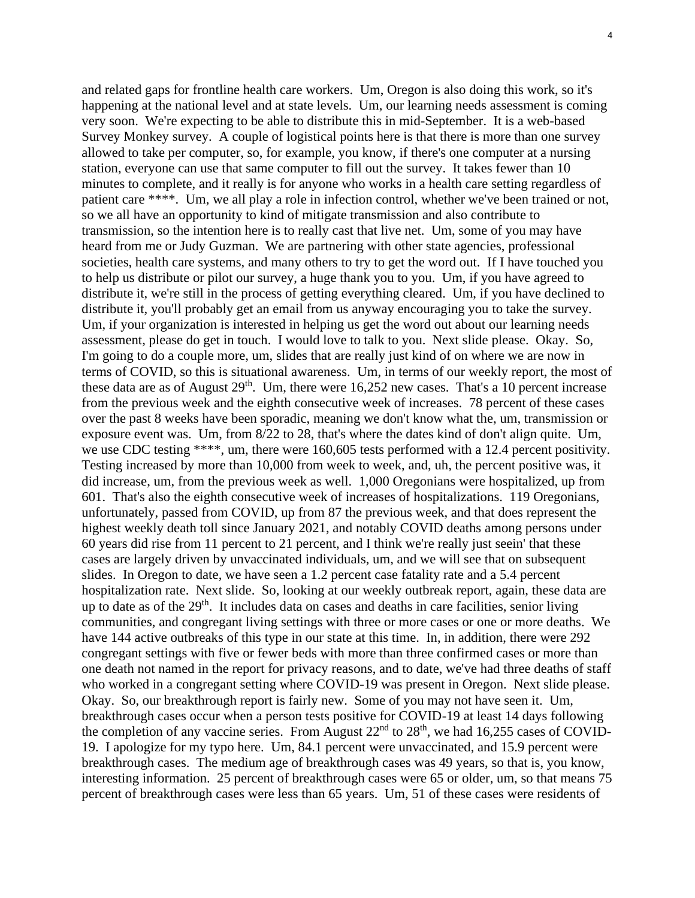and related gaps for frontline health care workers. Um, Oregon is also doing this work, so it's happening at the national level and at state levels. Um, our learning needs assessment is coming very soon. We're expecting to be able to distribute this in mid-September. It is a web-based Survey Monkey survey. A couple of logistical points here is that there is more than one survey allowed to take per computer, so, for example, you know, if there's one computer at a nursing station, everyone can use that same computer to fill out the survey. It takes fewer than 10 minutes to complete, and it really is for anyone who works in a health care setting regardless of patient care ****. Um, we all play a role in infection control, whether we've been trained or not, so we all have an opportunity to kind of mitigate transmission and also contribute to transmission, so the intention here is to really cast that live net. Um, some of you may have heard from me or Judy Guzman. We are partnering with other state agencies, professional societies, health care systems, and many others to try to get the word out. If I have touched you to help us distribute or pilot our survey, a huge thank you to you. Um, if you have agreed to distribute it, we're still in the process of getting everything cleared. Um, if you have declined to distribute it, you'll probably get an email from us anyway encouraging you to take the survey. Um, if your organization is interested in helping us get the word out about our learning needs assessment, please do get in touch. I would love to talk to you. Next slide please. Okay. So, I'm going to do a couple more, um, slides that are really just kind of on where we are now in terms of COVID, so this is situational awareness. Um, in terms of our weekly report, the most of these data are as of August 29th. Um, there were 16,252 new cases. That's a 10 percent increase from the previous week and the eighth consecutive week of increases. 78 percent of these cases over the past 8 weeks have been sporadic, meaning we don't know what the, um, transmission or exposure event was. Um, from 8/22 to 28, that's where the dates kind of don't align quite. Um, we use CDC testing ****, um, there were 160,605 tests performed with a 12.4 percent positivity. Testing increased by more than 10,000 from week to week, and, uh, the percent positive was, it did increase, um, from the previous week as well. 1,000 Oregonians were hospitalized, up from 601. That's also the eighth consecutive week of increases of hospitalizations. 119 Oregonians, unfortunately, passed from COVID, up from 87 the previous week, and that does represent the highest weekly death toll since January 2021, and notably COVID deaths among persons under 60 years did rise from 11 percent to 21 percent, and I think we're really just seein' that these cases are largely driven by unvaccinated individuals, um, and we will see that on subsequent slides. In Oregon to date, we have seen a 1.2 percent case fatality rate and a 5.4 percent hospitalization rate. Next slide. So, looking at our weekly outbreak report, again, these data are up to date as of the 29th. It includes data on cases and deaths in care facilities, senior living communities, and congregant living settings with three or more cases or one or more deaths. We have 144 active outbreaks of this type in our state at this time. In, in addition, there were 292 congregant settings with five or fewer beds with more than three confirmed cases or more than one death not named in the report for privacy reasons, and to date, we've had three deaths of staff who worked in a congregant setting where COVID-19 was present in Oregon. Next slide please. Okay. So, our breakthrough report is fairly new. Some of you may not have seen it. Um, breakthrough cases occur when a person tests positive for COVID-19 at least 14 days following the completion of any vaccine series. From August 22nd to 28th, we had 16,255 cases of COVID-19. I apologize for my typo here. Um, 84.1 percent were unvaccinated, and 15.9 percent were breakthrough cases. The medium age of breakthrough cases was 49 years, so that is, you know, interesting information. 25 percent of breakthrough cases were 65 or older, um, so that means 75 percent of breakthrough cases were less than 65 years. Um, 51 of these cases were residents of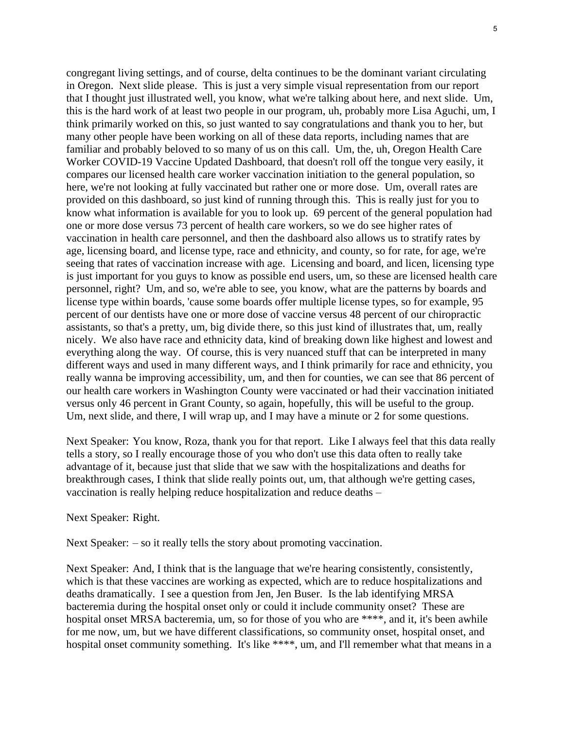congregant living settings, and of course, delta continues to be the dominant variant circulating in Oregon. Next slide please. This is just a very simple visual representation from our report that I thought just illustrated well, you know, what we're talking about here, and next slide. Um, this is the hard work of at least two people in our program, uh, probably more Lisa Aguchi, um, I think primarily worked on this, so just wanted to say congratulations and thank you to her, but many other people have been working on all of these data reports, including names that are familiar and probably beloved to so many of us on this call. Um, the, uh, Oregon Health Care Worker COVID-19 Vaccine Updated Dashboard, that doesn't roll off the tongue very easily, it compares our licensed health care worker vaccination initiation to the general population, so here, we're not looking at fully vaccinated but rather one or more dose. Um, overall rates are provided on this dashboard, so just kind of running through this. This is really just for you to know what information is available for you to look up. 69 percent of the general population had one or more dose versus 73 percent of health care workers, so we do see higher rates of vaccination in health care personnel, and then the dashboard also allows us to stratify rates by age, licensing board, and license type, race and ethnicity, and county, so for rate, for age, we're seeing that rates of vaccination increase with age. Licensing and board, and licen, licensing type is just important for you guys to know as possible end users, um, so these are licensed health care personnel, right? Um, and so, we're able to see, you know, what are the patterns by boards and license type within boards, 'cause some boards offer multiple license types, so for example, 95 percent of our dentists have one or more dose of vaccine versus 48 percent of our chiropractic assistants, so that's a pretty, um, big divide there, so this just kind of illustrates that, um, really nicely. We also have race and ethnicity data, kind of breaking down like highest and lowest and everything along the way. Of course, this is very nuanced stuff that can be interpreted in many different ways and used in many different ways, and I think primarily for race and ethnicity, you really wanna be improving accessibility, um, and then for counties, we can see that 86 percent of our health care workers in Washington County were vaccinated or had their vaccination initiated versus only 46 percent in Grant County, so again, hopefully, this will be useful to the group. Um, next slide, and there, I will wrap up, and I may have a minute or 2 for some questions.

Next Speaker: You know, Roza, thank you for that report. Like I always feel that this data really tells a story, so I really encourage those of you who don't use this data often to really take advantage of it, because just that slide that we saw with the hospitalizations and deaths for breakthrough cases, I think that slide really points out, um, that although we're getting cases, vaccination is really helping reduce hospitalization and reduce deaths –

Next Speaker: Right.

Next Speaker: – so it really tells the story about promoting vaccination.

Next Speaker: And, I think that is the language that we're hearing consistently, consistently, which is that these vaccines are working as expected, which are to reduce hospitalizations and deaths dramatically. I see a question from Jen, Jen Buser. Is the lab identifying MRSA bacteremia during the hospital onset only or could it include community onset? These are hospital onset MRSA bacteremia, um, so for those of you who are ****, and it, it's been awhile for me now, um, but we have different classifications, so community onset, hospital onset, and hospital onset community something. It's like ****, um, and I'll remember what that means in a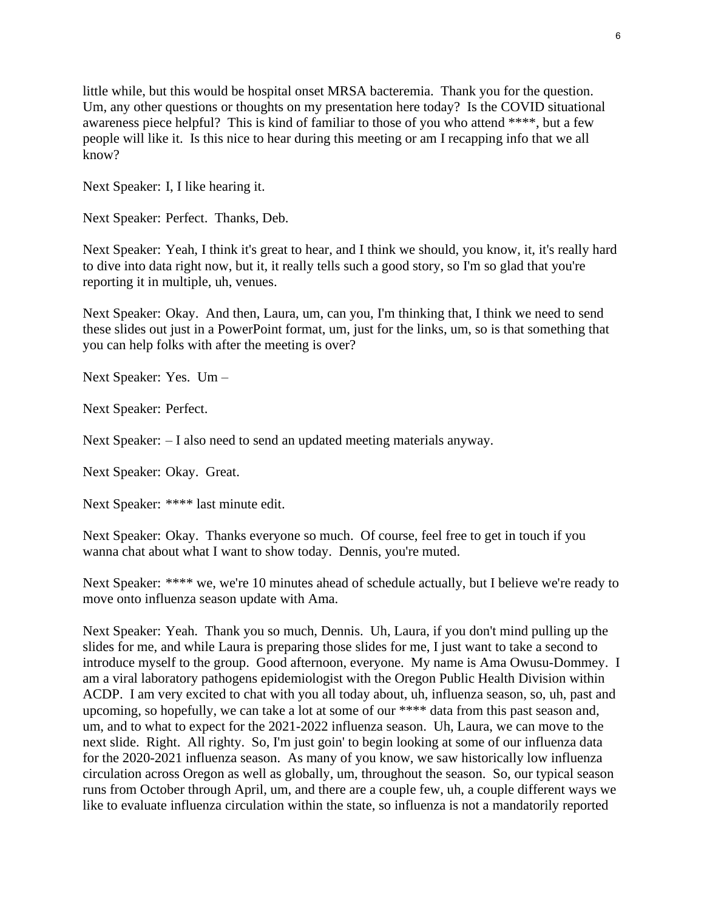little while, but this would be hospital onset MRSA bacteremia. Thank you for the question. Um, any other questions or thoughts on my presentation here today? Is the COVID situational awareness piece helpful? This is kind of familiar to those of you who attend ****, but a few people will like it. Is this nice to hear during this meeting or am I recapping info that we all know?

Next Speaker: I, I like hearing it.

Next Speaker: Perfect. Thanks, Deb.

Next Speaker: Yeah, I think it's great to hear, and I think we should, you know, it, it's really hard to dive into data right now, but it, it really tells such a good story, so I'm so glad that you're reporting it in multiple, uh, venues.

Next Speaker: Okay. And then, Laura, um, can you, I'm thinking that, I think we need to send these slides out just in a PowerPoint format, um, just for the links, um, so is that something that you can help folks with after the meeting is over?

Next Speaker: Yes. Um –

Next Speaker: Perfect.

Next Speaker: – I also need to send an updated meeting materials anyway.

Next Speaker: Okay. Great.

Next Speaker: **** last minute edit.

Next Speaker: Okay. Thanks everyone so much. Of course, feel free to get in touch if you wanna chat about what I want to show today. Dennis, you're muted.

Next Speaker: **** we, we're 10 minutes ahead of schedule actually, but I believe we're ready to move onto influenza season update with Ama.

Next Speaker: Yeah. Thank you so much, Dennis. Uh, Laura, if you don't mind pulling up the slides for me, and while Laura is preparing those slides for me, I just want to take a second to introduce myself to the group. Good afternoon, everyone. My name is Ama Owusu-Dommey. I am a viral laboratory pathogens epidemiologist with the Oregon Public Health Division within ACDP. I am very excited to chat with you all today about, uh, influenza season, so, uh, past and upcoming, so hopefully, we can take a lot at some of our **** data from this past season and, um, and to what to expect for the 2021-2022 influenza season. Uh, Laura, we can move to the next slide. Right. All righty. So, I'm just goin' to begin looking at some of our influenza data for the 2020-2021 influenza season. As many of you know, we saw historically low influenza circulation across Oregon as well as globally, um, throughout the season. So, our typical season runs from October through April, um, and there are a couple few, uh, a couple different ways we like to evaluate influenza circulation within the state, so influenza is not a mandatorily reported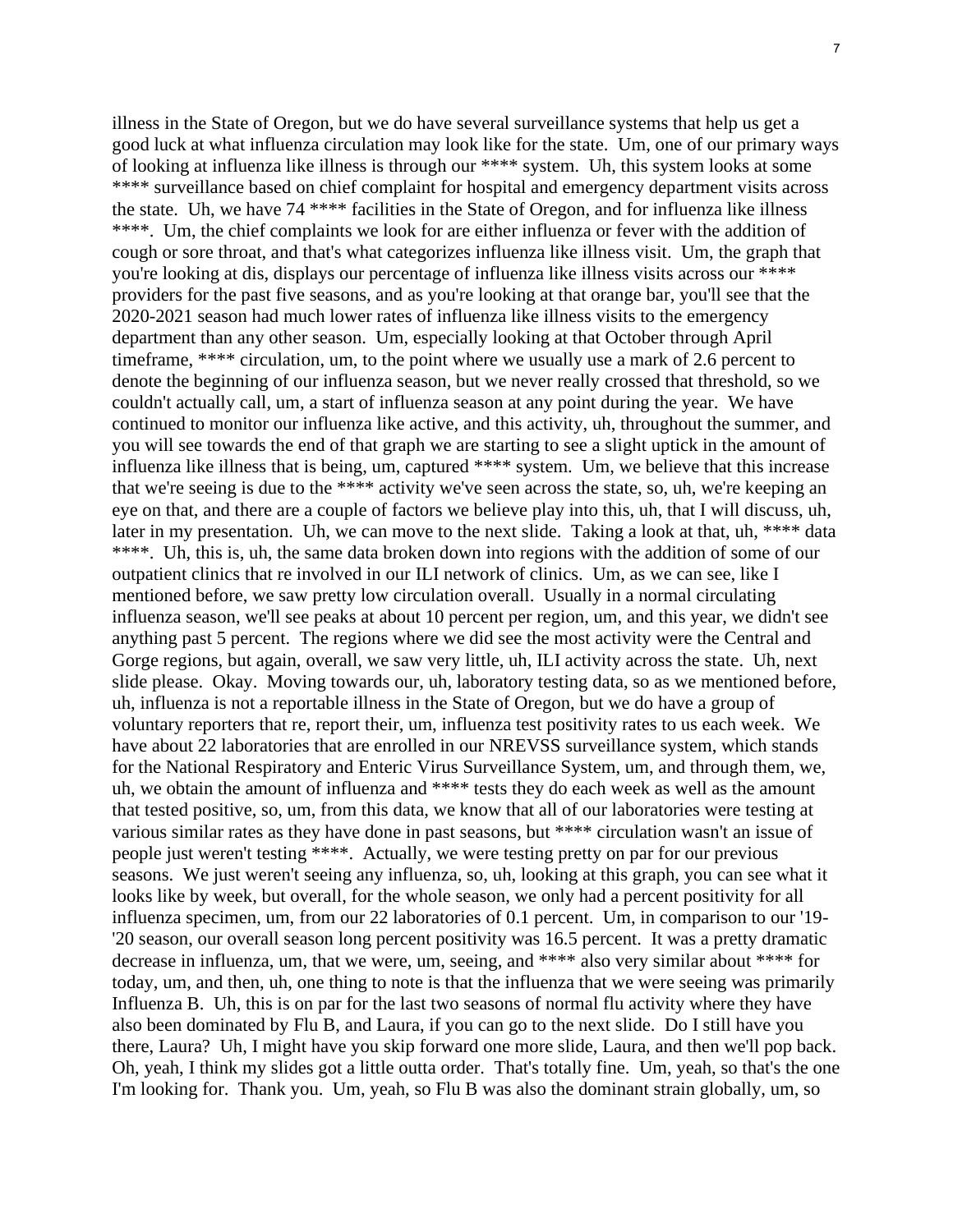illness in the State of Oregon, but we do have several surveillance systems that help us get a good luck at what influenza circulation may look like for the state. Um, one of our primary ways of looking at influenza like illness is through our **** system. Uh, this system looks at some **** surveillance based on chief complaint for hospital and emergency department visits across the state. Uh, we have 74 **** facilities in the State of Oregon, and for influenza like illness ****. Um, the chief complaints we look for are either influenza or fever with the addition of cough or sore throat, and that's what categorizes influenza like illness visit. Um, the graph that you're looking at dis, displays our percentage of influenza like illness visits across our **** providers for the past five seasons, and as you're looking at that orange bar, you'll see that the 2020-2021 season had much lower rates of influenza like illness visits to the emergency department than any other season. Um, especially looking at that October through April timeframe, **** circulation, um, to the point where we usually use a mark of 2.6 percent to denote the beginning of our influenza season, but we never really crossed that threshold, so we couldn't actually call, um, a start of influenza season at any point during the year. We have continued to monitor our influenza like active, and this activity, uh, throughout the summer, and you will see towards the end of that graph we are starting to see a slight uptick in the amount of influenza like illness that is being, um, captured **** system. Um, we believe that this increase that we're seeing is due to the **** activity we've seen across the state, so, uh, we're keeping an eye on that, and there are a couple of factors we believe play into this, uh, that I will discuss, uh, later in my presentation. Uh, we can move to the next slide. Taking a look at that, uh, **** data ****. Uh, this is, uh, the same data broken down into regions with the addition of some of our outpatient clinics that re involved in our ILI network of clinics. Um, as we can see, like I mentioned before, we saw pretty low circulation overall. Usually in a normal circulating influenza season, we'll see peaks at about 10 percent per region, um, and this year, we didn't see anything past 5 percent. The regions where we did see the most activity were the Central and Gorge regions, but again, overall, we saw very little, uh, ILI activity across the state. Uh, next slide please. Okay. Moving towards our, uh, laboratory testing data, so as we mentioned before, uh, influenza is not a reportable illness in the State of Oregon, but we do have a group of voluntary reporters that re, report their, um, influenza test positivity rates to us each week. We have about 22 laboratories that are enrolled in our NREVSS surveillance system, which stands for the National Respiratory and Enteric Virus Surveillance System, um, and through them, we, uh, we obtain the amount of influenza and **** tests they do each week as well as the amount that tested positive, so, um, from this data, we know that all of our laboratories were testing at various similar rates as they have done in past seasons, but **** circulation wasn't an issue of people just weren't testing ****. Actually, we were testing pretty on par for our previous seasons. We just weren't seeing any influenza, so, uh, looking at this graph, you can see what it looks like by week, but overall, for the whole season, we only had a percent positivity for all influenza specimen, um, from our 22 laboratories of 0.1 percent. Um, in comparison to our '19-'20 season, our overall season long percent positivity was 16.5 percent. It was a pretty dramatic decrease in influenza, um, that we were, um, seeing, and **** also very similar about **** for today, um, and then, uh, one thing to note is that the influenza that we were seeing was primarily Influenza B. Uh, this is on par for the last two seasons of normal flu activity where they have also been dominated by Flu B, and Laura, if you can go to the next slide. Do I still have you there, Laura? Uh, I might have you skip forward one more slide, Laura, and then we'll pop back. Oh, yeah, I think my slides got a little outta order. That's totally fine. Um, yeah, so that's the one I'm looking for. Thank you. Um, yeah, so Flu B was also the dominant strain globally, um, so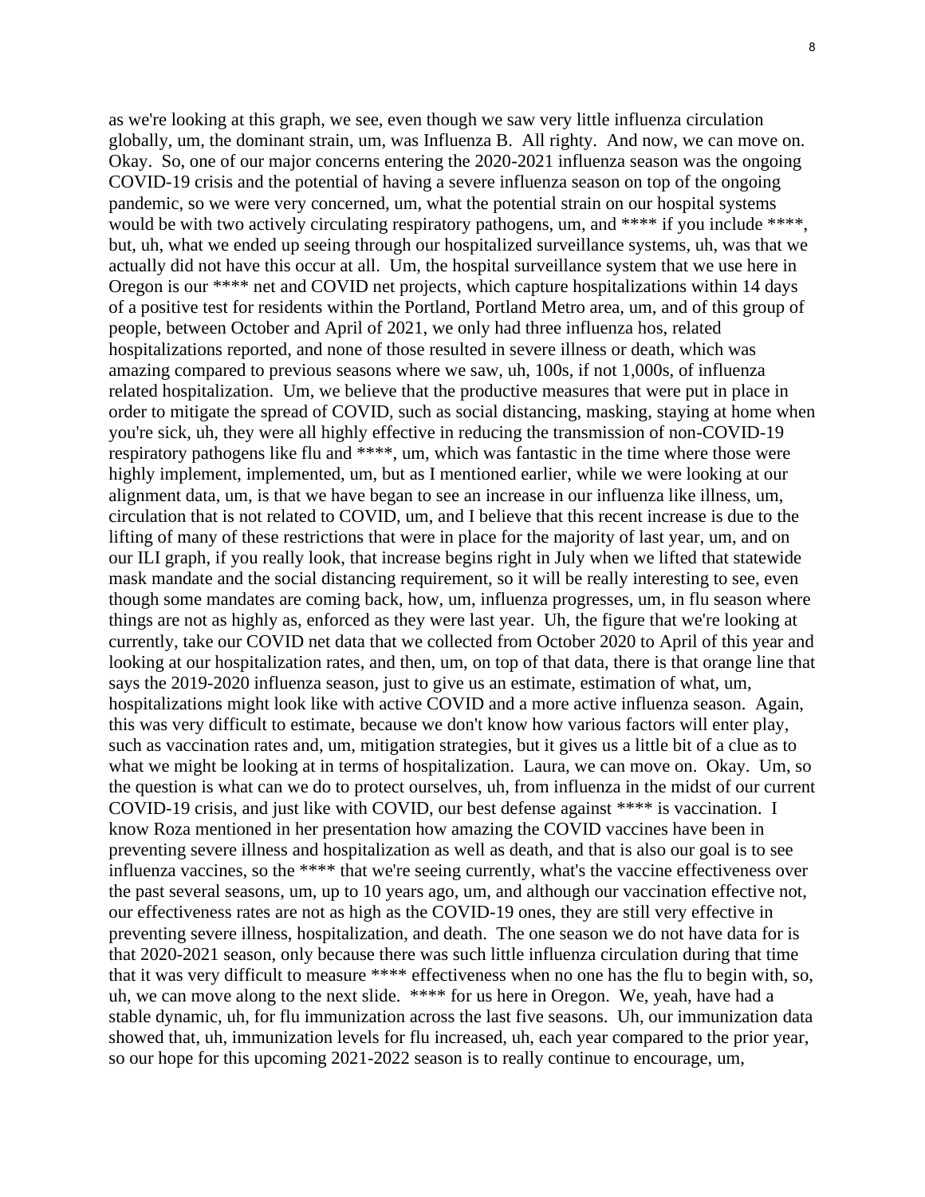as we're looking at this graph, we see, even though we saw very little influenza circulation globally, um, the dominant strain, um, was Influenza B. All righty. And now, we can move on. Okay. So, one of our major concerns entering the 2020-2021 influenza season was the ongoing COVID-19 crisis and the potential of having a severe influenza season on top of the ongoing pandemic, so we were very concerned, um, what the potential strain on our hospital systems would be with two actively circulating respiratory pathogens, um, and **** if you include ****, but, uh, what we ended up seeing through our hospitalized surveillance systems, uh, was that we actually did not have this occur at all. Um, the hospital surveillance system that we use here in Oregon is our **** net and COVID net projects, which capture hospitalizations within 14 days of a positive test for residents within the Portland, Portland Metro area, um, and of this group of people, between October and April of 2021, we only had three influenza hos, related hospitalizations reported, and none of those resulted in severe illness or death, which was amazing compared to previous seasons where we saw, uh, 100s, if not 1,000s, of influenza related hospitalization. Um, we believe that the productive measures that were put in place in order to mitigate the spread of COVID, such as social distancing, masking, staying at home when you're sick, uh, they were all highly effective in reducing the transmission of non-COVID-19 respiratory pathogens like flu and ****, um, which was fantastic in the time where those were highly implement, implemented, um, but as I mentioned earlier, while we were looking at our alignment data, um, is that we have began to see an increase in our influenza like illness, um, circulation that is not related to COVID, um, and I believe that this recent increase is due to the lifting of many of these restrictions that were in place for the majority of last year, um, and on our ILI graph, if you really look, that increase begins right in July when we lifted that statewide mask mandate and the social distancing requirement, so it will be really interesting to see, even though some mandates are coming back, how, um, influenza progresses, um, in flu season where things are not as highly as, enforced as they were last year. Uh, the figure that we're looking at currently, take our COVID net data that we collected from October 2020 to April of this year and looking at our hospitalization rates, and then, um, on top of that data, there is that orange line that says the 2019-2020 influenza season, just to give us an estimate, estimation of what, um, hospitalizations might look like with active COVID and a more active influenza season. Again, this was very difficult to estimate, because we don't know how various factors will enter play, such as vaccination rates and, um, mitigation strategies, but it gives us a little bit of a clue as to what we might be looking at in terms of hospitalization. Laura, we can move on. Okay. Um, so the question is what can we do to protect ourselves, uh, from influenza in the midst of our current COVID-19 crisis, and just like with COVID, our best defense against **** is vaccination. I know Roza mentioned in her presentation how amazing the COVID vaccines have been in preventing severe illness and hospitalization as well as death, and that is also our goal is to see influenza vaccines, so the **** that we're seeing currently, what's the vaccine effectiveness over the past several seasons, um, up to 10 years ago, um, and although our vaccination effective not, our effectiveness rates are not as high as the COVID-19 ones, they are still very effective in preventing severe illness, hospitalization, and death. The one season we do not have data for is that 2020-2021 season, only because there was such little influenza circulation during that time that it was very difficult to measure **** effectiveness when no one has the flu to begin with, so, uh, we can move along to the next slide. **** for us here in Oregon. We, yeah, have had a stable dynamic, uh, for flu immunization across the last five seasons. Uh, our immunization data showed that, uh, immunization levels for flu increased, uh, each year compared to the prior year, so our hope for this upcoming 2021-2022 season is to really continue to encourage, um,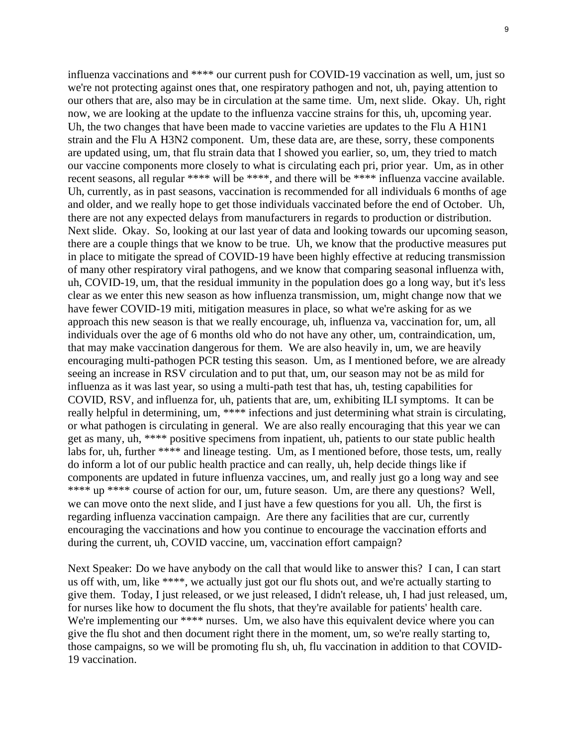influenza vaccinations and **** our current push for COVID-19 vaccination as well, um, just so we're not protecting against ones that, one respiratory pathogen and not, uh, paying attention to our others that are, also may be in circulation at the same time. Um, next slide. Okay. Uh, right now, we are looking at the update to the influenza vaccine strains for this, uh, upcoming year. Uh, the two changes that have been made to vaccine varieties are updates to the Flu A H1N1 strain and the Flu A H3N2 component. Um, these data are, are these, sorry, these components are updated using, um, that flu strain data that I showed you earlier, so, um, they tried to match our vaccine components more closely to what is circulating each pri, prior year. Um, as in other recent seasons, all regular **** will be ****, and there will be **** influenza vaccine available. Uh, currently, as in past seasons, vaccination is recommended for all individuals 6 months of age and older, and we really hope to get those individuals vaccinated before the end of October. Uh, there are not any expected delays from manufacturers in regards to production or distribution. Next slide. Okay. So, looking at our last year of data and looking towards our upcoming season, there are a couple things that we know to be true. Uh, we know that the productive measures put in place to mitigate the spread of COVID-19 have been highly effective at reducing transmission of many other respiratory viral pathogens, and we know that comparing seasonal influenza with, uh, COVID-19, um, that the residual immunity in the population does go a long way, but it's less clear as we enter this new season as how influenza transmission, um, might change now that we have fewer COVID-19 miti, mitigation measures in place, so what we're asking for as we approach this new season is that we really encourage, uh, influenza va, vaccination for, um, all individuals over the age of 6 months old who do not have any other, um, contraindication, um, that may make vaccination dangerous for them. We are also heavily in, um, we are heavily encouraging multi-pathogen PCR testing this season. Um, as I mentioned before, we are already seeing an increase in RSV circulation and to put that, um, our season may not be as mild for influenza as it was last year, so using a multi-path test that has, uh, testing capabilities for COVID, RSV, and influenza for, uh, patients that are, um, exhibiting ILI symptoms. It can be really helpful in determining, um, **** infections and just determining what strain is circulating, or what pathogen is circulating in general. We are also really encouraging that this year we can get as many, uh, **** positive specimens from inpatient, uh, patients to our state public health labs for, uh, further **** and lineage testing. Um, as I mentioned before, those tests, um, really do inform a lot of our public health practice and can really, uh, help decide things like if components are updated in future influenza vaccines, um, and really just go a long way and see **** up **** course of action for our, um, future season. Um, are there any questions? Well, we can move onto the next slide, and I just have a few questions for you all. Uh, the first is regarding influenza vaccination campaign. Are there any facilities that are cur, currently encouraging the vaccinations and how you continue to encourage the vaccination efforts and during the current, uh, COVID vaccine, um, vaccination effort campaign?

Next Speaker: Do we have anybody on the call that would like to answer this? I can, I can start us off with, um, like ****, we actually just got our flu shots out, and we're actually starting to give them. Today, I just released, or we just released, I didn't release, uh, I had just released, um, for nurses like how to document the flu shots, that they're available for patients' health care. We're implementing our **** nurses. Um, we also have this equivalent device where you can give the flu shot and then document right there in the moment, um, so we're really starting to, those campaigns, so we will be promoting flu sh, uh, flu vaccination in addition to that COVID-19 vaccination.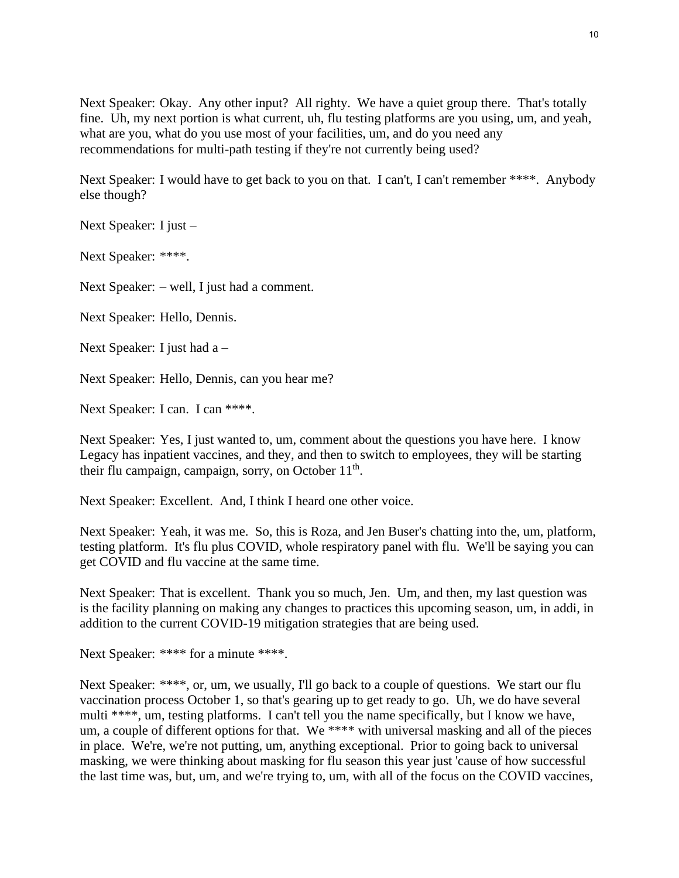Next Speaker: Okay. Any other input? All righty. We have a quiet group there. That's totally fine. Uh, my next portion is what current, uh, flu testing platforms are you using, um, and yeah, what are you, what do you use most of your facilities, um, and do you need any recommendations for multi-path testing if they're not currently being used?

Next Speaker: I would have to get back to you on that. I can't, I can't remember ****. Anybody else though?

Next Speaker: I just –

Next Speaker: ****.

Next Speaker: – well, I just had a comment.

Next Speaker: Hello, Dennis.

Next Speaker: I just had a –

Next Speaker: Hello, Dennis, can you hear me?

Next Speaker: I can. I can ****.

Next Speaker: Yes, I just wanted to, um, comment about the questions you have here. I know Legacy has inpatient vaccines, and they, and then to switch to employees, they will be starting their flu campaign, campaign, sorry, on October 11th.

Next Speaker: Excellent. And, I think I heard one other voice.

Next Speaker: Yeah, it was me. So, this is Roza, and Jen Buser's chatting into the, um, platform, testing platform. It's flu plus COVID, whole respiratory panel with flu. We'll be saying you can get COVID and flu vaccine at the same time.

Next Speaker: That is excellent. Thank you so much, Jen. Um, and then, my last question was is the facility planning on making any changes to practices this upcoming season, um, in addi, in addition to the current COVID-19 mitigation strategies that are being used.

Next Speaker: **** for a minute ****.

Next Speaker: ****, or, um, we usually, I'll go back to a couple of questions. We start our flu vaccination process October 1, so that's gearing up to get ready to go. Uh, we do have several multi ****, um, testing platforms. I can't tell you the name specifically, but I know we have, um, a couple of different options for that. We **** with universal masking and all of the pieces in place. We're, we're not putting, um, anything exceptional. Prior to going back to universal masking, we were thinking about masking for flu season this year just 'cause of how successful the last time was, but, um, and we're trying to, um, with all of the focus on the COVID vaccines,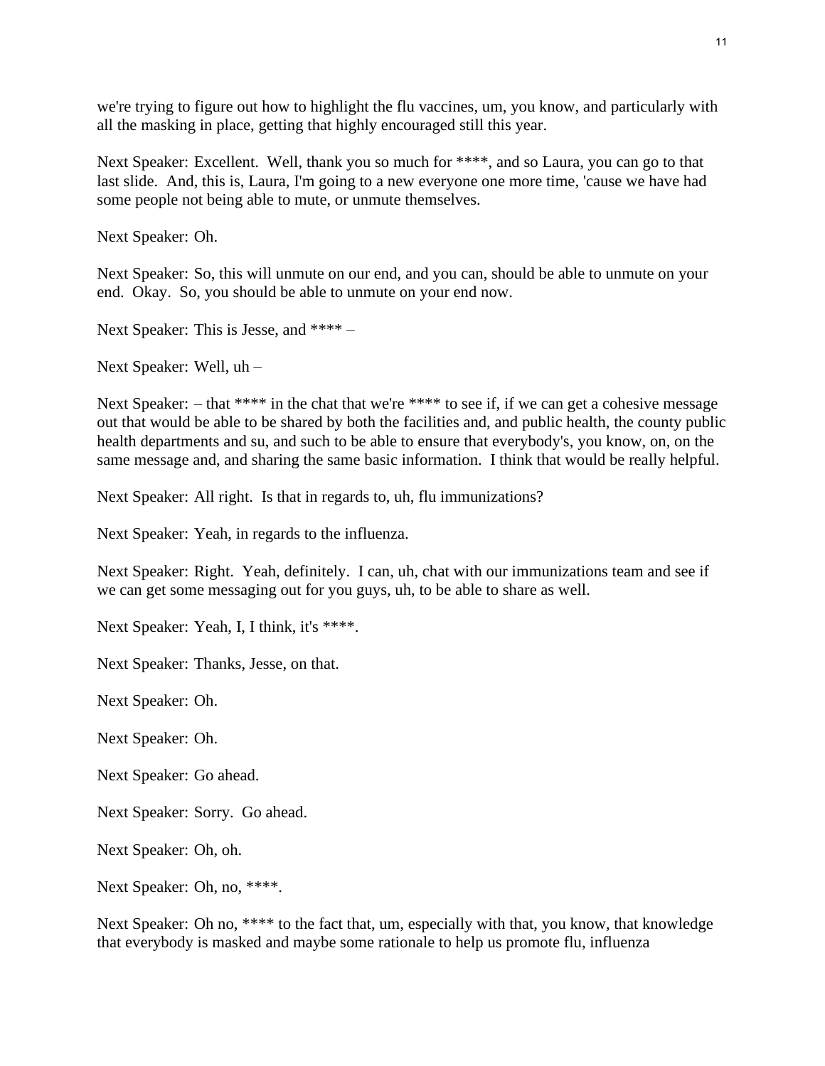we're trying to figure out how to highlight the flu vaccines, um, you know, and particularly with all the masking in place, getting that highly encouraged still this year.

Next Speaker: Excellent. Well, thank you so much for ****, and so Laura, you can go to that last slide. And, this is, Laura, I'm going to a new everyone one more time, 'cause we have had some people not being able to mute, or unmute themselves.

Next Speaker: Oh.

Next Speaker: So, this will unmute on our end, and you can, should be able to unmute on your end. Okay. So, you should be able to unmute on your end now.

Next Speaker: This is Jesse, and **** –

Next Speaker: Well, uh –

Next Speaker: – that **** in the chat that we're **** to see if, if we can get a cohesive message out that would be able to be shared by both the facilities and, and public health, the county public health departments and su, and such to be able to ensure that everybody's, you know, on, on the same message and, and sharing the same basic information. I think that would be really helpful.

Next Speaker: All right. Is that in regards to, uh, flu immunizations?

Next Speaker: Yeah, in regards to the influenza.

Next Speaker: Right. Yeah, definitely. I can, uh, chat with our immunizations team and see if we can get some messaging out for you guys, uh, to be able to share as well.

Next Speaker: Yeah, I, I think, it's ****.

Next Speaker: Thanks, Jesse, on that.

Next Speaker: Oh.

Next Speaker: Oh.

Next Speaker: Go ahead.

Next Speaker: Sorry. Go ahead.

Next Speaker: Oh, oh.

Next Speaker: Oh, no, ****.

Next Speaker: Oh no, **** to the fact that, um, especially with that, you know, that knowledge that everybody is masked and maybe some rationale to help us promote flu, influenza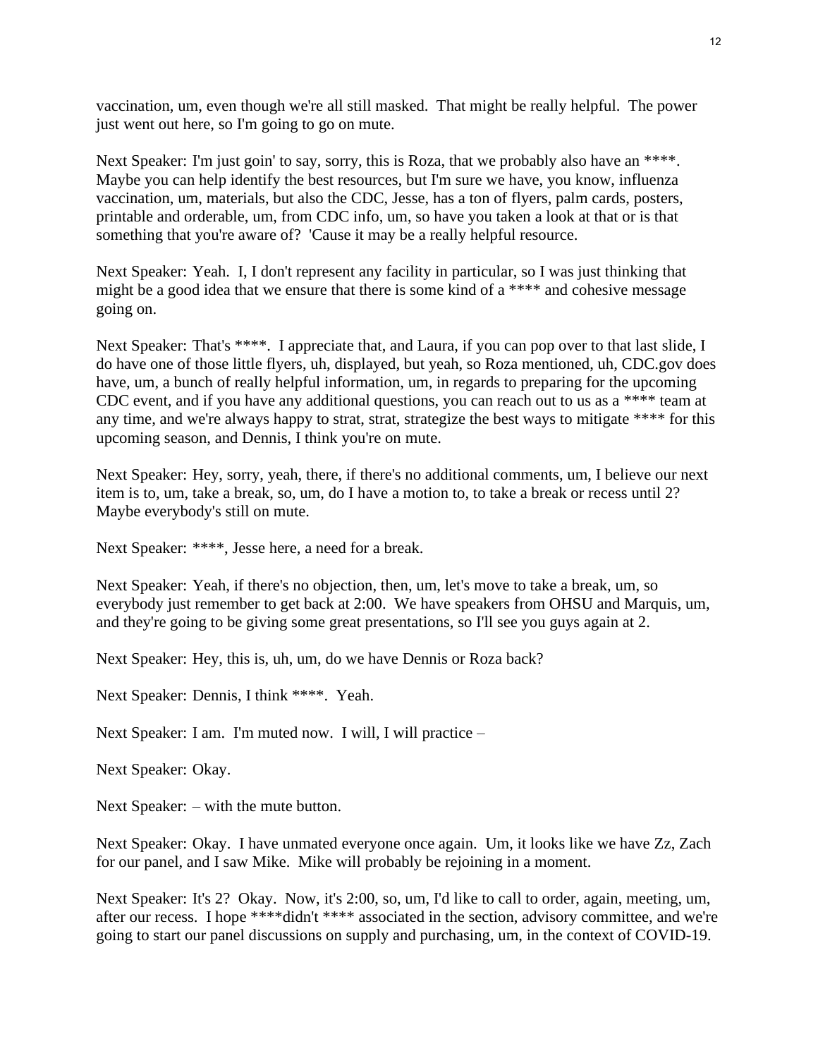vaccination, um, even though we're all still masked. That might be really helpful. The power just went out here, so I'm going to go on mute.

Next Speaker: I'm just goin' to say, sorry, this is Roza, that we probably also have an ****. Maybe you can help identify the best resources, but I'm sure we have, you know, influenza vaccination, um, materials, but also the CDC, Jesse, has a ton of flyers, palm cards, posters, printable and orderable, um, from CDC info, um, so have you taken a look at that or is that something that you're aware of? 'Cause it may be a really helpful resource.

Next Speaker: Yeah. I, I don't represent any facility in particular, so I was just thinking that might be a good idea that we ensure that there is some kind of a **** and cohesive message going on.

Next Speaker: That's ****. I appreciate that, and Laura, if you can pop over to that last slide, I do have one of those little flyers, uh, displayed, but yeah, so Roza mentioned, uh, CDC.gov does have, um, a bunch of really helpful information, um, in regards to preparing for the upcoming CDC event, and if you have any additional questions, you can reach out to us as a **** team at any time, and we're always happy to strat, strat, strategize the best ways to mitigate **** for this upcoming season, and Dennis, I think you're on mute.

Next Speaker: Hey, sorry, yeah, there, if there's no additional comments, um, I believe our next item is to, um, take a break, so, um, do I have a motion to, to take a break or recess until 2? Maybe everybody's still on mute.

Next Speaker: ****, Jesse here, a need for a break.

Next Speaker: Yeah, if there's no objection, then, um, let's move to take a break, um, so everybody just remember to get back at 2:00. We have speakers from OHSU and Marquis, um, and they're going to be giving some great presentations, so I'll see you guys again at 2.

Next Speaker: Hey, this is, uh, um, do we have Dennis or Roza back?

Next Speaker: Dennis, I think ****. Yeah.

Next Speaker: I am. I'm muted now. I will, I will practice –

Next Speaker: Okay.

Next Speaker: – with the mute button.

Next Speaker: Okay. I have unmated everyone once again. Um, it looks like we have Zz, Zach for our panel, and I saw Mike. Mike will probably be rejoining in a moment.

Next Speaker: It's 2? Okay. Now, it's 2:00, so, um, I'd like to call to order, again, meeting, um, after our recess. I hope ****didn't **** associated in the section, advisory committee, and we're going to start our panel discussions on supply and purchasing, um, in the context of COVID-19.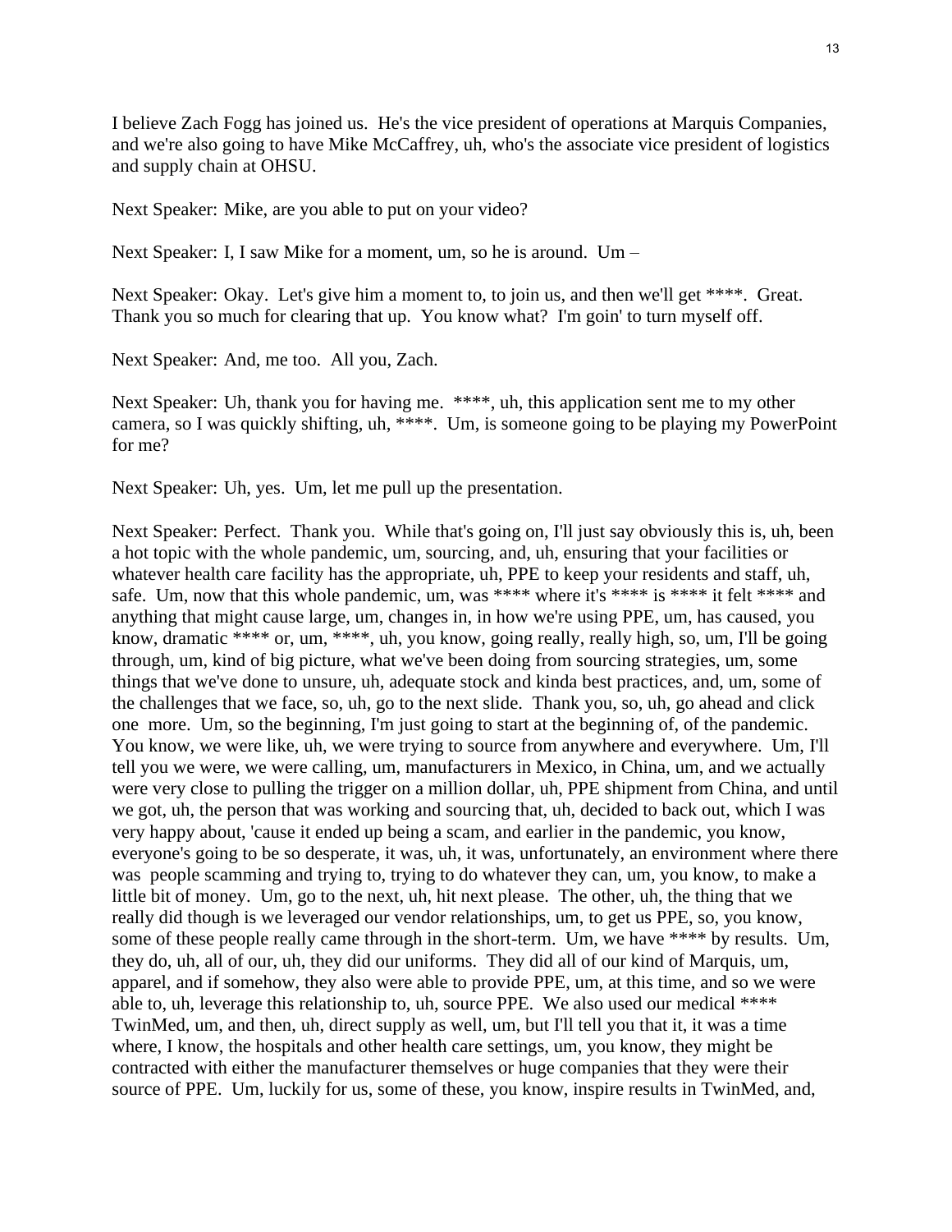I believe Zach Fogg has joined us. He's the vice president of operations at Marquis Companies, and we're also going to have Mike McCaffrey, uh, who's the associate vice president of logistics and supply chain at OHSU.

Next Speaker: Mike, are you able to put on your video?

Next Speaker: I, I saw Mike for a moment, um, so he is around. Um –

Next Speaker: Okay. Let's give him a moment to, to join us, and then we'll get ****. Great. Thank you so much for clearing that up. You know what? I'm goin' to turn myself off.

Next Speaker: And, me too. All you, Zach.

Next Speaker: Uh, thank you for having me. ****, uh, this application sent me to my other camera, so I was quickly shifting, uh, ****. Um, is someone going to be playing my PowerPoint for me?

Next Speaker: Uh, yes. Um, let me pull up the presentation.

Next Speaker: Perfect. Thank you. While that's going on, I'll just say obviously this is, uh, been a hot topic with the whole pandemic, um, sourcing, and, uh, ensuring that your facilities or whatever health care facility has the appropriate, uh, PPE to keep your residents and staff, uh, safe. Um, now that this whole pandemic, um, was **** where it's **** is **** it felt **** and anything that might cause large, um, changes in, in how we're using PPE, um, has caused, you know, dramatic **** or, um, ****, uh, you know, going really, really high, so, um, I'll be going through, um, kind of big picture, what we've been doing from sourcing strategies, um, some things that we've done to unsure, uh, adequate stock and kinda best practices, and, um, some of the challenges that we face, so, uh, go to the next slide. Thank you, so, uh, go ahead and click one more. Um, so the beginning, I'm just going to start at the beginning of, of the pandemic. You know, we were like, uh, we were trying to source from anywhere and everywhere. Um, I'll tell you we were, we were calling, um, manufacturers in Mexico, in China, um, and we actually were very close to pulling the trigger on a million dollar, uh, PPE shipment from China, and until we got, uh, the person that was working and sourcing that, uh, decided to back out, which I was very happy about, 'cause it ended up being a scam, and earlier in the pandemic, you know, everyone's going to be so desperate, it was, uh, it was, unfortunately, an environment where there was people scamming and trying to, trying to do whatever they can, um, you know, to make a little bit of money. Um, go to the next, uh, hit next please. The other, uh, the thing that we really did though is we leveraged our vendor relationships, um, to get us PPE, so, you know, some of these people really came through in the short-term. Um, we have **** by results. Um, they do, uh, all of our, uh, they did our uniforms. They did all of our kind of Marquis, um, apparel, and if somehow, they also were able to provide PPE, um, at this time, and so we were able to, uh, leverage this relationship to, uh, source PPE. We also used our medical **** TwinMed, um, and then, uh, direct supply as well, um, but I'll tell you that it, it was a time where, I know, the hospitals and other health care settings, um, you know, they might be contracted with either the manufacturer themselves or huge companies that they were their source of PPE. Um, luckily for us, some of these, you know, inspire results in TwinMed, and,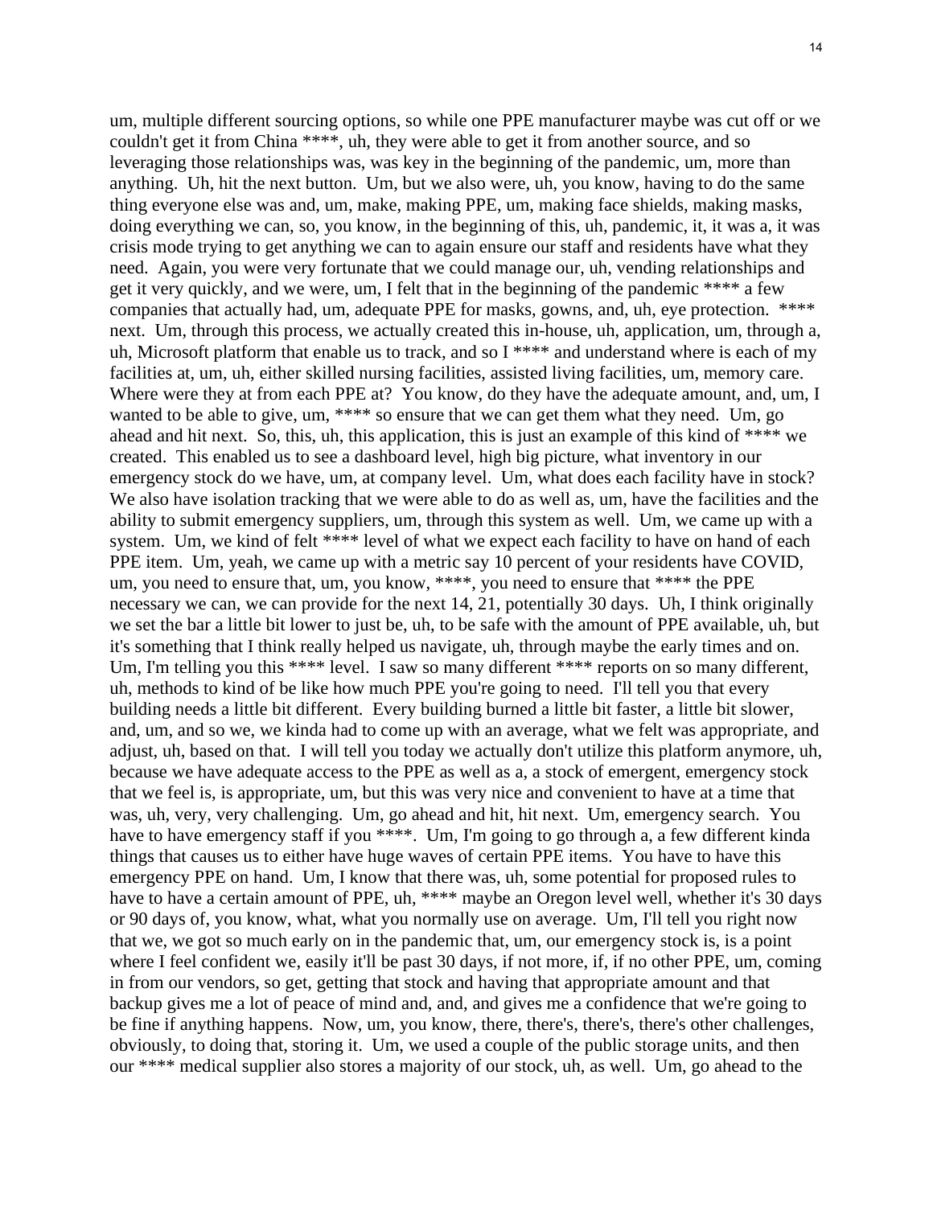um, multiple different sourcing options, so while one PPE manufacturer maybe was cut off or we couldn't get it from China ****, uh, they were able to get it from another source, and so leveraging those relationships was, was key in the beginning of the pandemic, um, more than anything. Uh, hit the next button. Um, but we also were, uh, you know, having to do the same thing everyone else was and, um, make, making PPE, um, making face shields, making masks, doing everything we can, so, you know, in the beginning of this, uh, pandemic, it, it was a, it was crisis mode trying to get anything we can to again ensure our staff and residents have what they need. Again, you were very fortunate that we could manage our, uh, vending relationships and get it very quickly, and we were, um, I felt that in the beginning of the pandemic **** a few companies that actually had, um, adequate PPE for masks, gowns, and, uh, eye protection. **** next. Um, through this process, we actually created this in-house, uh, application, um, through a, uh, Microsoft platform that enable us to track, and so I **** and understand where is each of my facilities at, um, uh, either skilled nursing facilities, assisted living facilities, um, memory care. Where were they at from each PPE at? You know, do they have the adequate amount, and, um, I wanted to be able to give, um, **** so ensure that we can get them what they need. Um, go ahead and hit next. So, this, uh, this application, this is just an example of this kind of **** we created. This enabled us to see a dashboard level, high big picture, what inventory in our emergency stock do we have, um, at company level. Um, what does each facility have in stock? We also have isolation tracking that we were able to do as well as, um, have the facilities and the ability to submit emergency suppliers, um, through this system as well. Um, we came up with a system. Um, we kind of felt **** level of what we expect each facility to have on hand of each PPE item. Um, yeah, we came up with a metric say 10 percent of your residents have COVID, um, you need to ensure that, um, you know, ****, you need to ensure that **** the PPE necessary we can, we can provide for the next 14, 21, potentially 30 days. Uh, I think originally we set the bar a little bit lower to just be, uh, to be safe with the amount of PPE available, uh, but it's something that I think really helped us navigate, uh, through maybe the early times and on. Um, I'm telling you this **** level. I saw so many different **** reports on so many different, uh, methods to kind of be like how much PPE you're going to need. I'll tell you that every building needs a little bit different. Every building burned a little bit faster, a little bit slower, and, um, and so we, we kinda had to come up with an average, what we felt was appropriate, and adjust, uh, based on that. I will tell you today we actually don't utilize this platform anymore, uh, because we have adequate access to the PPE as well as a, a stock of emergent, emergency stock that we feel is, is appropriate, um, but this was very nice and convenient to have at a time that was, uh, very, very challenging. Um, go ahead and hit, hit next. Um, emergency search. You have to have emergency staff if you ****. Um, I'm going to go through a, a few different kinda things that causes us to either have huge waves of certain PPE items. You have to have this emergency PPE on hand. Um, I know that there was, uh, some potential for proposed rules to have to have a certain amount of PPE, uh, **** maybe an Oregon level well, whether it's 30 days or 90 days of, you know, what, what you normally use on average. Um, I'll tell you right now that we, we got so much early on in the pandemic that, um, our emergency stock is, is a point where I feel confident we, easily it'll be past 30 days, if not more, if, if no other PPE, um, coming in from our vendors, so get, getting that stock and having that appropriate amount and that backup gives me a lot of peace of mind and, and, and gives me a confidence that we're going to be fine if anything happens. Now, um, you know, there, there's, there's, there's other challenges, obviously, to doing that, storing it. Um, we used a couple of the public storage units, and then our **** medical supplier also stores a majority of our stock, uh, as well. Um, go ahead to the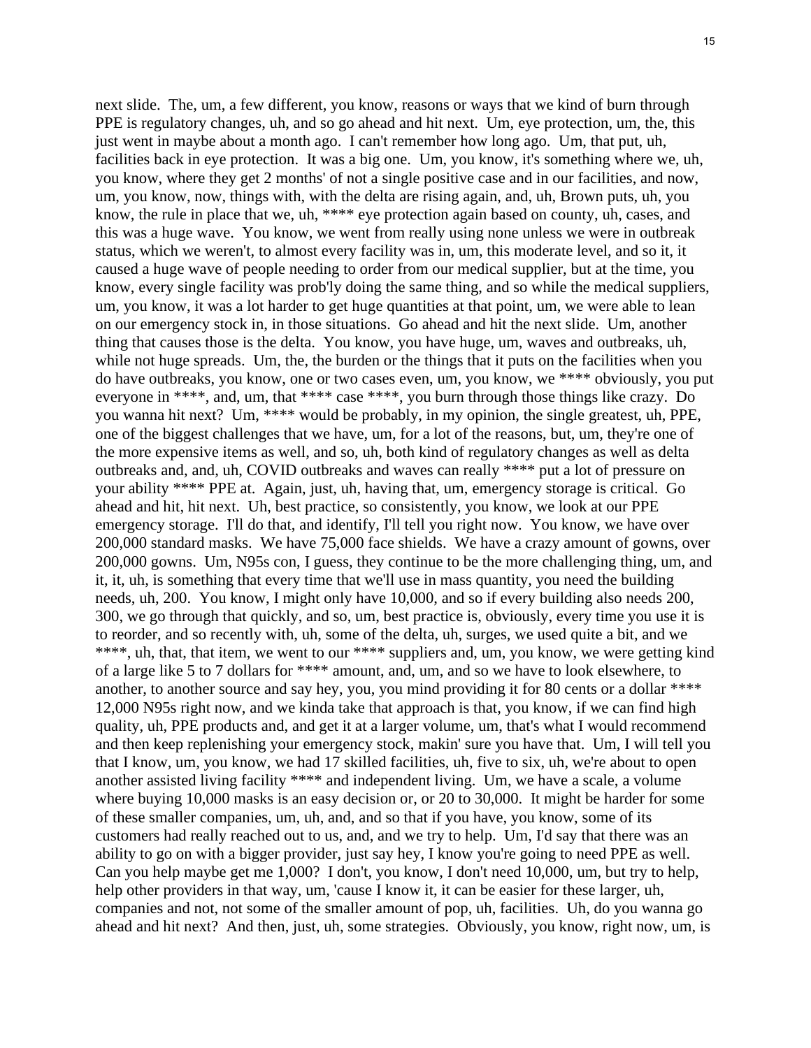next slide. The, um, a few different, you know, reasons or ways that we kind of burn through PPE is regulatory changes, uh, and so go ahead and hit next. Um, eye protection, um, the, this just went in maybe about a month ago. I can't remember how long ago. Um, that put, uh, facilities back in eye protection. It was a big one. Um, you know, it's something where we, uh, you know, where they get 2 months' of not a single positive case and in our facilities, and now, um, you know, now, things with, with the delta are rising again, and, uh, Brown puts, uh, you know, the rule in place that we, uh, **** eye protection again based on county, uh, cases, and this was a huge wave. You know, we went from really using none unless we were in outbreak status, which we weren't, to almost every facility was in, um, this moderate level, and so it, it caused a huge wave of people needing to order from our medical supplier, but at the time, you know, every single facility was prob'ly doing the same thing, and so while the medical suppliers, um, you know, it was a lot harder to get huge quantities at that point, um, we were able to lean on our emergency stock in, in those situations. Go ahead and hit the next slide. Um, another thing that causes those is the delta. You know, you have huge, um, waves and outbreaks, uh, while not huge spreads. Um, the, the burden or the things that it puts on the facilities when you do have outbreaks, you know, one or two cases even, um, you know, we **** obviously, you put everyone in ****, and, um, that **** case ****, you burn through those things like crazy. Do you wanna hit next? Um, **** would be probably, in my opinion, the single greatest, uh, PPE, one of the biggest challenges that we have, um, for a lot of the reasons, but, um, they're one of the more expensive items as well, and so, uh, both kind of regulatory changes as well as delta outbreaks and, and, uh, COVID outbreaks and waves can really **** put a lot of pressure on your ability **** PPE at. Again, just, uh, having that, um, emergency storage is critical. Go ahead and hit, hit next. Uh, best practice, so consistently, you know, we look at our PPE emergency storage. I'll do that, and identify, I'll tell you right now. You know, we have over 200,000 standard masks. We have 75,000 face shields. We have a crazy amount of gowns, over 200,000 gowns. Um, N95s con, I guess, they continue to be the more challenging thing, um, and it, it, uh, is something that every time that we'll use in mass quantity, you need the building needs, uh, 200. You know, I might only have 10,000, and so if every building also needs 200, 300, we go through that quickly, and so, um, best practice is, obviously, every time you use it is to reorder, and so recently with, uh, some of the delta, uh, surges, we used quite a bit, and we ****, uh, that, that item, we went to our **** suppliers and, um, you know, we were getting kind of a large like 5 to 7 dollars for **** amount, and, um, and so we have to look elsewhere, to another, to another source and say hey, you, you mind providing it for 80 cents or a dollar **** 12,000 N95s right now, and we kinda take that approach is that, you know, if we can find high quality, uh, PPE products and, and get it at a larger volume, um, that's what I would recommend and then keep replenishing your emergency stock, makin' sure you have that. Um, I will tell you that I know, um, you know, we had 17 skilled facilities, uh, five to six, uh, we're about to open another assisted living facility **** and independent living. Um, we have a scale, a volume where buying 10,000 masks is an easy decision or, or 20 to 30,000. It might be harder for some of these smaller companies, um, uh, and, and so that if you have, you know, some of its customers had really reached out to us, and, and we try to help. Um, I'd say that there was an ability to go on with a bigger provider, just say hey, I know you're going to need PPE as well. Can you help maybe get me 1,000? I don't, you know, I don't need 10,000, um, but try to help, help other providers in that way, um, 'cause I know it, it can be easier for these larger, uh, companies and not, not some of the smaller amount of pop, uh, facilities. Uh, do you wanna go ahead and hit next? And then, just, uh, some strategies. Obviously, you know, right now, um, is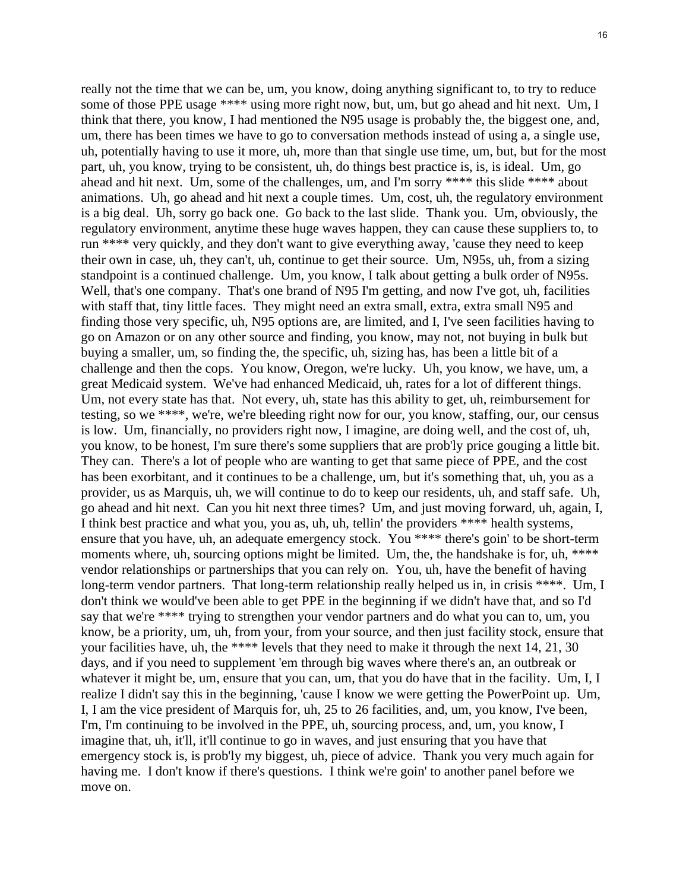really not the time that we can be, um, you know, doing anything significant to, to try to reduce some of those PPE usage **** using more right now, but, um, but go ahead and hit next. Um, I think that there, you know, I had mentioned the N95 usage is probably the, the biggest one, and, um, there has been times we have to go to conversation methods instead of using a, a single use, uh, potentially having to use it more, uh, more than that single use time, um, but, but for the most part, uh, you know, trying to be consistent, uh, do things best practice is, is, is ideal. Um, go ahead and hit next. Um, some of the challenges, um, and I'm sorry **** this slide **** about animations. Uh, go ahead and hit next a couple times. Um, cost, uh, the regulatory environment is a big deal. Uh, sorry go back one. Go back to the last slide. Thank you. Um, obviously, the regulatory environment, anytime these huge waves happen, they can cause these suppliers to, to run **** very quickly, and they don't want to give everything away, 'cause they need to keep their own in case, uh, they can't, uh, continue to get their source. Um, N95s, uh, from a sizing standpoint is a continued challenge. Um, you know, I talk about getting a bulk order of N95s. Well, that's one company. That's one brand of N95 I'm getting, and now I've got, uh, facilities with staff that, tiny little faces. They might need an extra small, extra, extra small N95 and finding those very specific, uh, N95 options are, are limited, and I, I've seen facilities having to go on Amazon or on any other source and finding, you know, may not, not buying in bulk but buying a smaller, um, so finding the, the specific, uh, sizing has, has been a little bit of a challenge and then the cops. You know, Oregon, we're lucky. Uh, you know, we have, um, a great Medicaid system. We've had enhanced Medicaid, uh, rates for a lot of different things. Um, not every state has that. Not every, uh, state has this ability to get, uh, reimbursement for testing, so we ****, we're, we're bleeding right now for our, you know, staffing, our, our census is low. Um, financially, no providers right now, I imagine, are doing well, and the cost of, uh, you know, to be honest, I'm sure there's some suppliers that are prob'ly price gouging a little bit. They can. There's a lot of people who are wanting to get that same piece of PPE, and the cost has been exorbitant, and it continues to be a challenge, um, but it's something that, uh, you as a provider, us as Marquis, uh, we will continue to do to keep our residents, uh, and staff safe. Uh, go ahead and hit next. Can you hit next three times? Um, and just moving forward, uh, again, I, I think best practice and what you, you as, uh, uh, tellin' the providers **** health systems, ensure that you have, uh, an adequate emergency stock. You **** there's goin' to be short-term moments where, uh, sourcing options might be limited. Um, the, the handshake is for, uh, **** vendor relationships or partnerships that you can rely on. You, uh, have the benefit of having long-term vendor partners. That long-term relationship really helped us in, in crisis ****. Um, I don't think we would've been able to get PPE in the beginning if we didn't have that, and so I'd say that we're **** trying to strengthen your vendor partners and do what you can to, um, you know, be a priority, um, uh, from your, from your source, and then just facility stock, ensure that your facilities have, uh, the **** levels that they need to make it through the next 14, 21, 30 days, and if you need to supplement 'em through big waves where there's an, an outbreak or whatever it might be, um, ensure that you can, um, that you do have that in the facility. Um, I, I realize I didn't say this in the beginning, 'cause I know we were getting the PowerPoint up. Um, I, I am the vice president of Marquis for, uh, 25 to 26 facilities, and, um, you know, I've been, I'm, I'm continuing to be involved in the PPE, uh, sourcing process, and, um, you know, I imagine that, uh, it'll, it'll continue to go in waves, and just ensuring that you have that emergency stock is, is prob'ly my biggest, uh, piece of advice. Thank you very much again for having me. I don't know if there's questions. I think we're goin' to another panel before we move on.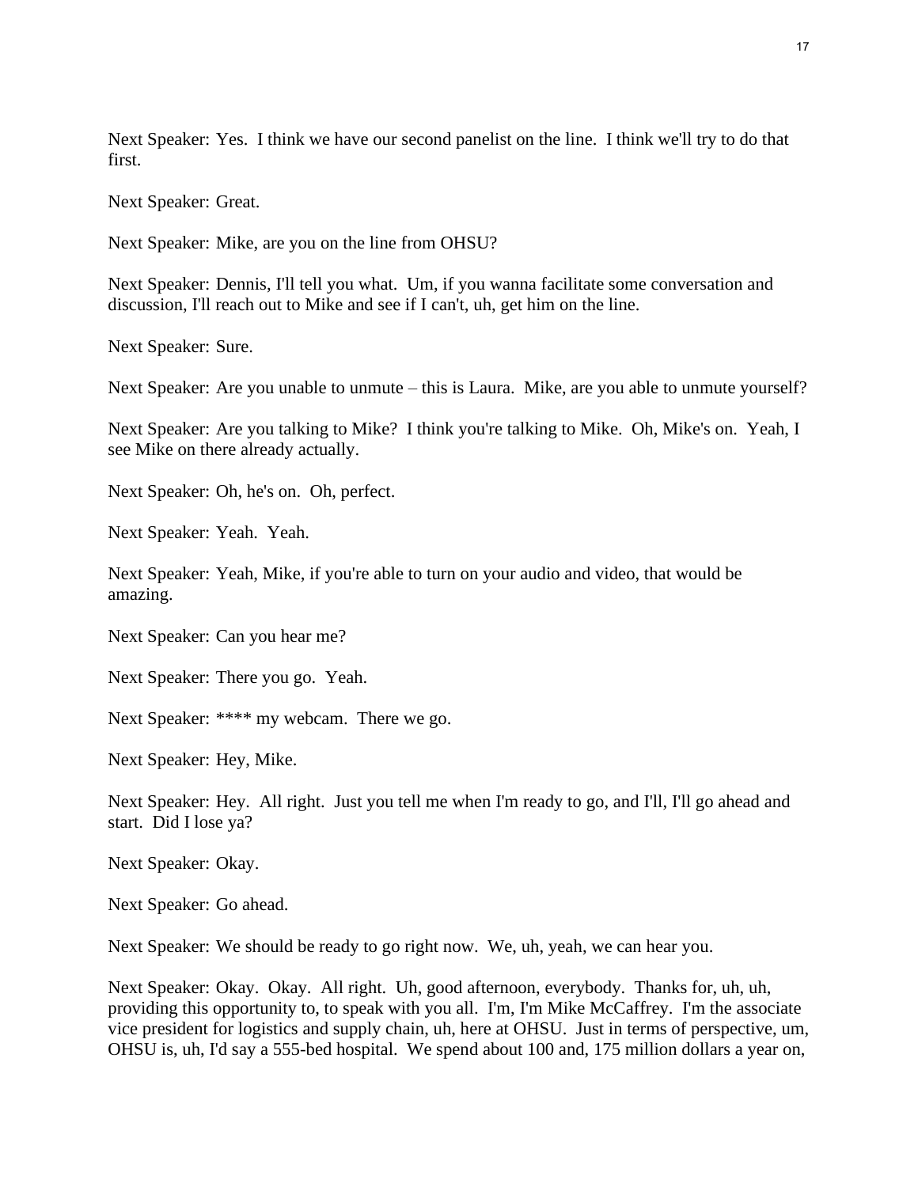Next Speaker: Yes. I think we have our second panelist on the line. I think we'll try to do that first.

Next Speaker: Great.

Next Speaker: Mike, are you on the line from OHSU?

Next Speaker: Dennis, I'll tell you what. Um, if you wanna facilitate some conversation and discussion, I'll reach out to Mike and see if I can't, uh, get him on the line.

Next Speaker: Sure.

Next Speaker: Are you unable to unmute – this is Laura. Mike, are you able to unmute yourself?

Next Speaker: Are you talking to Mike? I think you're talking to Mike. Oh, Mike's on. Yeah, I see Mike on there already actually.

Next Speaker: Oh, he's on. Oh, perfect.

Next Speaker: Yeah. Yeah.

Next Speaker: Yeah, Mike, if you're able to turn on your audio and video, that would be amazing.

Next Speaker: Can you hear me?

Next Speaker: There you go. Yeah.

Next Speaker: **** my webcam. There we go.

Next Speaker: Hey, Mike.

Next Speaker: Hey. All right. Just you tell me when I'm ready to go, and I'll, I'll go ahead and start. Did I lose ya?

Next Speaker: Okay.

Next Speaker: Go ahead.

Next Speaker: We should be ready to go right now. We, uh, yeah, we can hear you.

Next Speaker: Okay. Okay. All right. Uh, good afternoon, everybody. Thanks for, uh, uh, providing this opportunity to, to speak with you all. I'm, I'm Mike McCaffrey. I'm the associate vice president for logistics and supply chain, uh, here at OHSU. Just in terms of perspective, um, OHSU is, uh, I'd say a 555-bed hospital. We spend about 100 and, 175 million dollars a year on,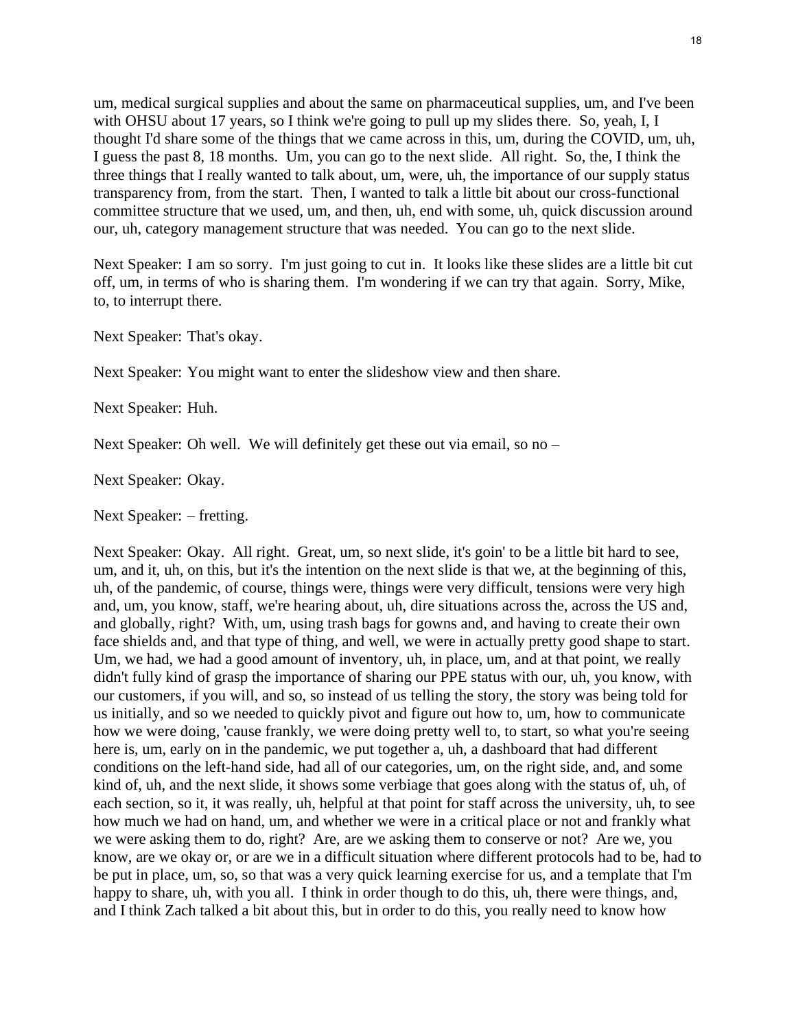um, medical surgical supplies and about the same on pharmaceutical supplies, um, and I've been with OHSU about 17 years, so I think we're going to pull up my slides there. So, yeah, I, I thought I'd share some of the things that we came across in this, um, during the COVID, um, uh, I guess the past 8, 18 months. Um, you can go to the next slide. All right. So, the, I think the three things that I really wanted to talk about, um, were, uh, the importance of our supply status transparency from, from the start. Then, I wanted to talk a little bit about our cross-functional committee structure that we used, um, and then, uh, end with some, uh, quick discussion around our, uh, category management structure that was needed. You can go to the next slide.

Next Speaker: I am so sorry. I'm just going to cut in. It looks like these slides are a little bit cut off, um, in terms of who is sharing them. I'm wondering if we can try that again. Sorry, Mike, to, to interrupt there.

Next Speaker: That's okay.

Next Speaker: You might want to enter the slideshow view and then share.

Next Speaker: Huh.

Next Speaker: Oh well. We will definitely get these out via email, so no –

Next Speaker: Okay.

Next Speaker: – fretting.

Next Speaker: Okay. All right. Great, um, so next slide, it's goin' to be a little bit hard to see, um, and it, uh, on this, but it's the intention on the next slide is that we, at the beginning of this, uh, of the pandemic, of course, things were, things were very difficult, tensions were very high and, um, you know, staff, we're hearing about, uh, dire situations across the, across the US and, and globally, right? With, um, using trash bags for gowns and, and having to create their own face shields and, and that type of thing, and well, we were in actually pretty good shape to start. Um, we had, we had a good amount of inventory, uh, in place, um, and at that point, we really didn't fully kind of grasp the importance of sharing our PPE status with our, uh, you know, with our customers, if you will, and so, so instead of us telling the story, the story was being told for us initially, and so we needed to quickly pivot and figure out how to, um, how to communicate how we were doing, 'cause frankly, we were doing pretty well to, to start, so what you're seeing here is, um, early on in the pandemic, we put together a, uh, a dashboard that had different conditions on the left-hand side, had all of our categories, um, on the right side, and, and some kind of, uh, and the next slide, it shows some verbiage that goes along with the status of, uh, of each section, so it, it was really, uh, helpful at that point for staff across the university, uh, to see how much we had on hand, um, and whether we were in a critical place or not and frankly what we were asking them to do, right? Are, are we asking them to conserve or not? Are we, you know, are we okay or, or are we in a difficult situation where different protocols had to be, had to be put in place, um, so, so that was a very quick learning exercise for us, and a template that I'm happy to share, uh, with you all. I think in order though to do this, uh, there were things, and, and I think Zach talked a bit about this, but in order to do this, you really need to know how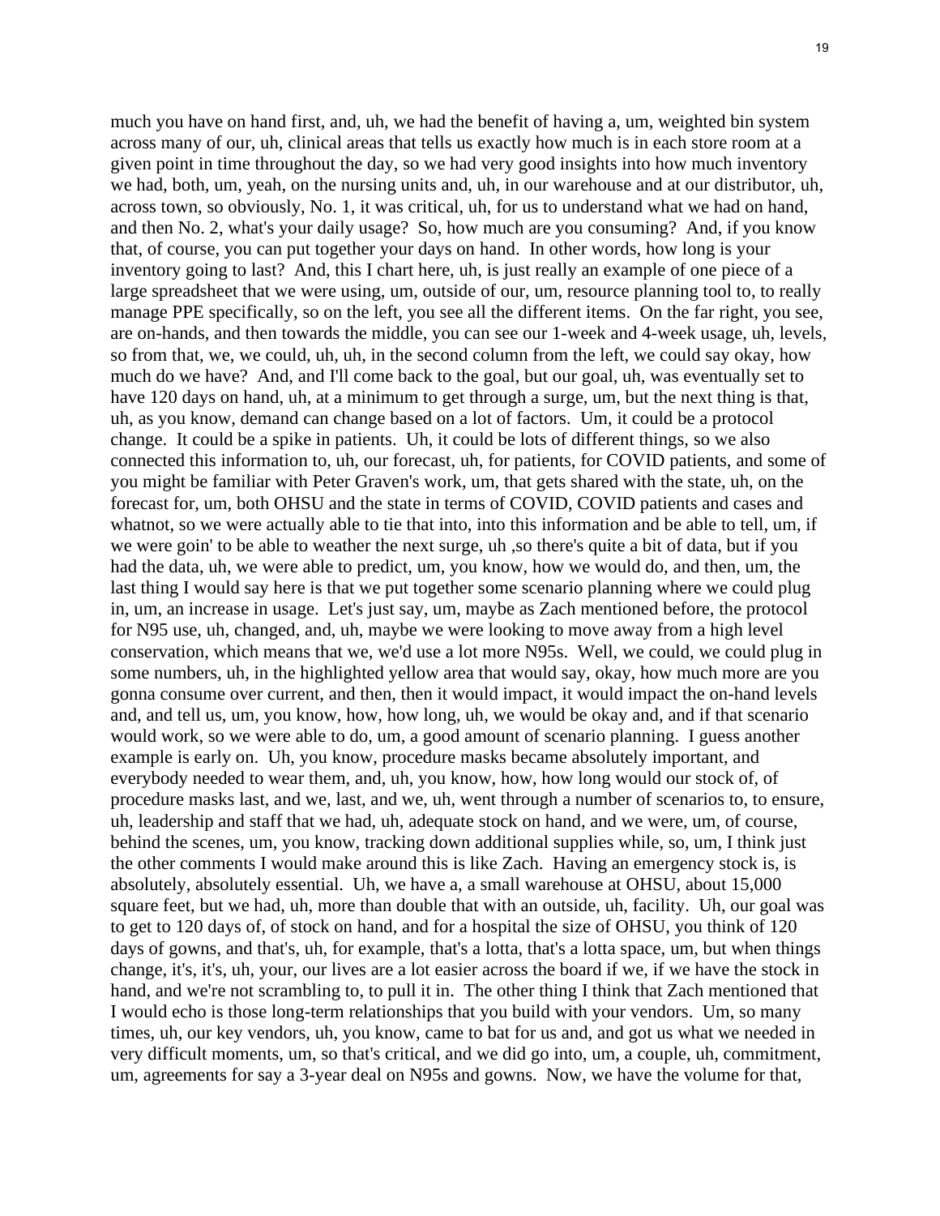much you have on hand first, and, uh, we had the benefit of having a, um, weighted bin system across many of our, uh, clinical areas that tells us exactly how much is in each store room at a given point in time throughout the day, so we had very good insights into how much inventory we had, both, um, yeah, on the nursing units and, uh, in our warehouse and at our distributor, uh, across town, so obviously, No. 1, it was critical, uh, for us to understand what we had on hand, and then No. 2, what's your daily usage? So, how much are you consuming? And, if you know that, of course, you can put together your days on hand. In other words, how long is your inventory going to last? And, this I chart here, uh, is just really an example of one piece of a large spreadsheet that we were using, um, outside of our, um, resource planning tool to, to really manage PPE specifically, so on the left, you see all the different items. On the far right, you see, are on-hands, and then towards the middle, you can see our 1-week and 4-week usage, uh, levels, so from that, we, we could, uh, uh, in the second column from the left, we could say okay, how much do we have? And, and I'll come back to the goal, but our goal, uh, was eventually set to have 120 days on hand, uh, at a minimum to get through a surge, um, but the next thing is that, uh, as you know, demand can change based on a lot of factors. Um, it could be a protocol change. It could be a spike in patients. Uh, it could be lots of different things, so we also connected this information to, uh, our forecast, uh, for patients, for COVID patients, and some of you might be familiar with Peter Graven's work, um, that gets shared with the state, uh, on the forecast for, um, both OHSU and the state in terms of COVID, COVID patients and cases and whatnot, so we were actually able to tie that into, into this information and be able to tell, um, if we were goin' to be able to weather the next surge, uh ,so there's quite a bit of data, but if you had the data, uh, we were able to predict, um, you know, how we would do, and then, um, the last thing I would say here is that we put together some scenario planning where we could plug in, um, an increase in usage. Let's just say, um, maybe as Zach mentioned before, the protocol for N95 use, uh, changed, and, uh, maybe we were looking to move away from a high level conservation, which means that we, we'd use a lot more N95s. Well, we could, we could plug in some numbers, uh, in the highlighted yellow area that would say, okay, how much more are you gonna consume over current, and then, then it would impact, it would impact the on-hand levels and, and tell us, um, you know, how, how long, uh, we would be okay and, and if that scenario would work, so we were able to do, um, a good amount of scenario planning. I guess another example is early on. Uh, you know, procedure masks became absolutely important, and everybody needed to wear them, and, uh, you know, how, how long would our stock of, of procedure masks last, and we, last, and we, uh, went through a number of scenarios to, to ensure, uh, leadership and staff that we had, uh, adequate stock on hand, and we were, um, of course, behind the scenes, um, you know, tracking down additional supplies while, so, um, I think just the other comments I would make around this is like Zach. Having an emergency stock is, is absolutely, absolutely essential. Uh, we have a, a small warehouse at OHSU, about 15,000 square feet, but we had, uh, more than double that with an outside, uh, facility. Uh, our goal was to get to 120 days of, of stock on hand, and for a hospital the size of OHSU, you think of 120 days of gowns, and that's, uh, for example, that's a lotta, that's a lotta space, um, but when things change, it's, it's, uh, your, our lives are a lot easier across the board if we, if we have the stock in hand, and we're not scrambling to, to pull it in. The other thing I think that Zach mentioned that I would echo is those long-term relationships that you build with your vendors. Um, so many times, uh, our key vendors, uh, you know, came to bat for us and, and got us what we needed in very difficult moments, um, so that's critical, and we did go into, um, a couple, uh, commitment, um, agreements for say a 3-year deal on N95s and gowns. Now, we have the volume for that,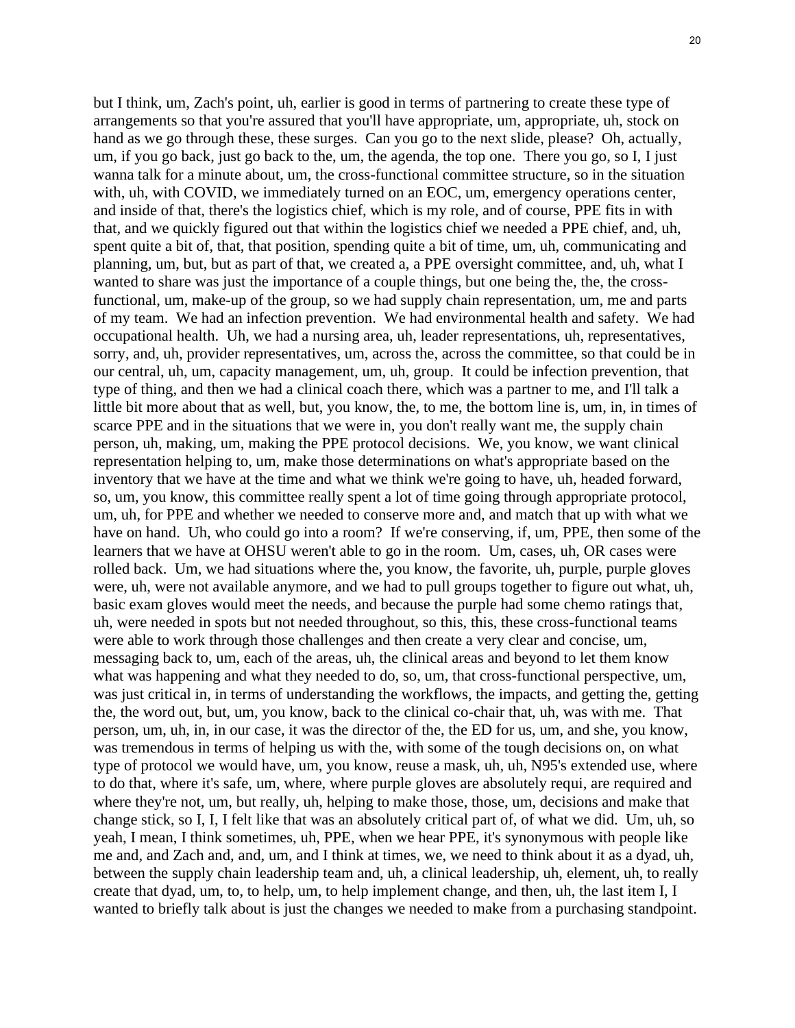but I think, um, Zach's point, uh, earlier is good in terms of partnering to create these type of arrangements so that you're assured that you'll have appropriate, um, appropriate, uh, stock on hand as we go through these, these surges. Can you go to the next slide, please? Oh, actually, um, if you go back, just go back to the, um, the agenda, the top one. There you go, so I, I just wanna talk for a minute about, um, the cross-functional committee structure, so in the situation with, uh, with COVID, we immediately turned on an EOC, um, emergency operations center, and inside of that, there's the logistics chief, which is my role, and of course, PPE fits in with that, and we quickly figured out that within the logistics chief we needed a PPE chief, and, uh, spent quite a bit of, that, that position, spending quite a bit of time, um, uh, communicating and planning, um, but, but as part of that, we created a, a PPE oversight committee, and, uh, what I wanted to share was just the importance of a couple things, but one being the, the, the cross-functional, um, make-up of the group, so we had supply chain representation, um, me and parts of my team. We had an infection prevention. We had environmental health and safety. We had occupational health. Uh, we had a nursing area, uh, leader representations, uh, representatives, sorry, and, uh, provider representatives, um, across the, across the committee, so that could be in our central, uh, um, capacity management, um, uh, group. It could be infection prevention, that type of thing, and then we had a clinical coach there, which was a partner to me, and I'll talk a little bit more about that as well, but, you know, the, to me, the bottom line is, um, in, in times of scarce PPE and in the situations that we were in, you don't really want me, the supply chain person, uh, making, um, making the PPE protocol decisions. We, you know, we want clinical representation helping to, um, make those determinations on what's appropriate based on the inventory that we have at the time and what we think we're going to have, uh, headed forward, so, um, you know, this committee really spent a lot of time going through appropriate protocol, um, uh, for PPE and whether we needed to conserve more and, and match that up with what we have on hand. Uh, who could go into a room? If we're conserving, if, um, PPE, then some of the learners that we have at OHSU weren't able to go in the room. Um, cases, uh, OR cases were rolled back. Um, we had situations where the, you know, the favorite, uh, purple, purple gloves were, uh, were not available anymore, and we had to pull groups together to figure out what, uh, basic exam gloves would meet the needs, and because the purple had some chemo ratings that, uh, were needed in spots but not needed throughout, so this, this, these cross-functional teams were able to work through those challenges and then create a very clear and concise, um, messaging back to, um, each of the areas, uh, the clinical areas and beyond to let them know what was happening and what they needed to do, so, um, that cross-functional perspective, um, was just critical in, in terms of understanding the workflows, the impacts, and getting the, getting the, the word out, but, um, you know, back to the clinical co-chair that, uh, was with me. That person, um, uh, in, in our case, it was the director of the, the ED for us, um, and she, you know, was tremendous in terms of helping us with the, with some of the tough decisions on, on what type of protocol we would have, um, you know, reuse a mask, uh, uh, N95's extended use, where to do that, where it's safe, um, where, where purple gloves are absolutely requi, are required and where they're not, um, but really, uh, helping to make those, those, um, decisions and make that change stick, so I, I, I felt like that was an absolutely critical part of, of what we did. Um, uh, so yeah, I mean, I think sometimes, uh, PPE, when we hear PPE, it's synonymous with people like me and, and Zach and, and, um, and I think at times, we, we need to think about it as a dyad, uh, between the supply chain leadership team and, uh, a clinical leadership, uh, element, uh, to really create that dyad, um, to, to help, um, to help implement change, and then, uh, the last item I, I wanted to briefly talk about is just the changes we needed to make from a purchasing standpoint.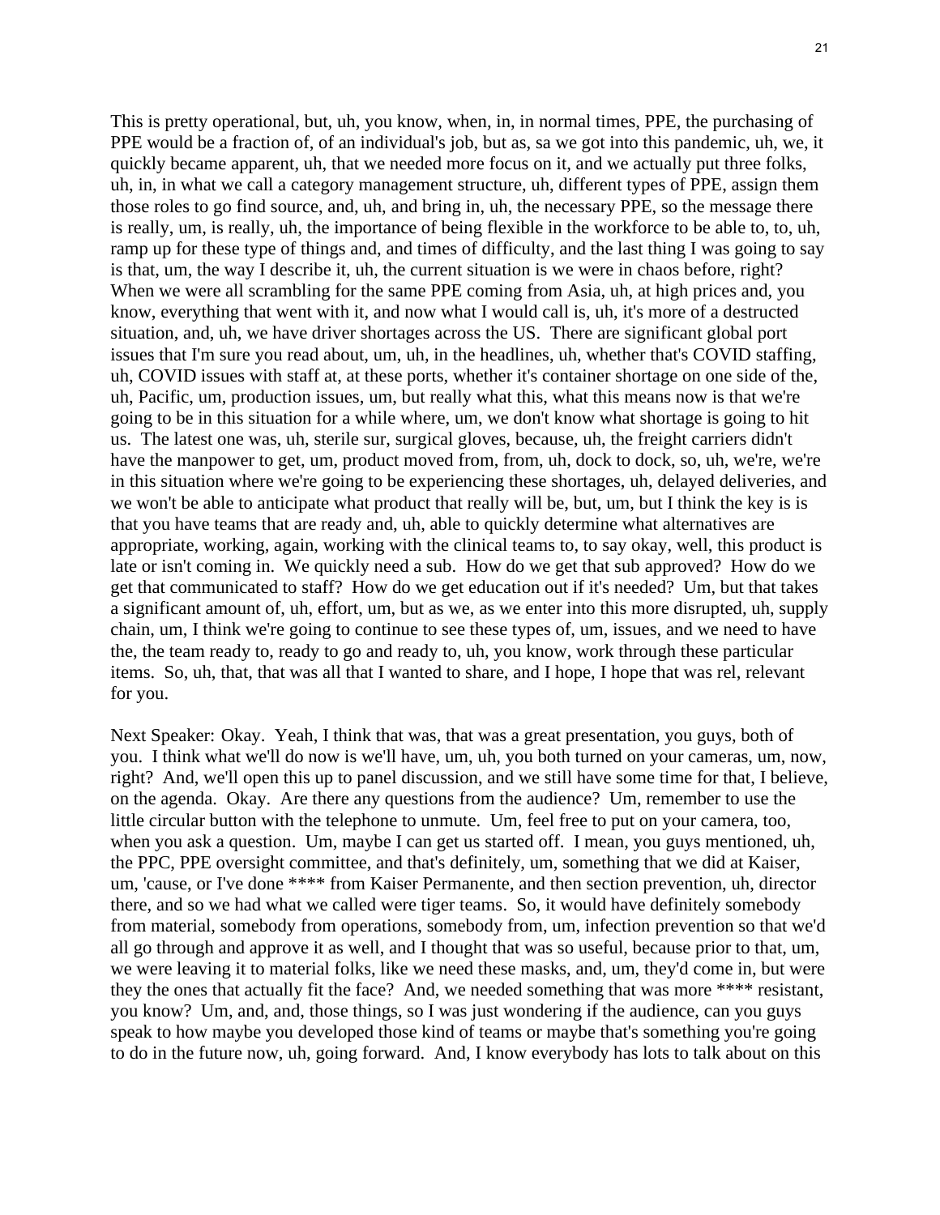This is pretty operational, but, uh, you know, when, in, in normal times, PPE, the purchasing of PPE would be a fraction of, of an individual's job, but as, sa we got into this pandemic, uh, we, it quickly became apparent, uh, that we needed more focus on it, and we actually put three folks, uh, in, in what we call a category management structure, uh, different types of PPE, assign them those roles to go find source, and, uh, and bring in, uh, the necessary PPE, so the message there is really, um, is really, uh, the importance of being flexible in the workforce to be able to, to, uh, ramp up for these type of things and, and times of difficulty, and the last thing I was going to say is that, um, the way I describe it, uh, the current situation is we were in chaos before, right? When we were all scrambling for the same PPE coming from Asia, uh, at high prices and, you know, everything that went with it, and now what I would call is, uh, it's more of a destructed situation, and, uh, we have driver shortages across the US. There are significant global port issues that I'm sure you read about, um, uh, in the headlines, uh, whether that's COVID staffing, uh, COVID issues with staff at, at these ports, whether it's container shortage on one side of the, uh, Pacific, um, production issues, um, but really what this, what this means now is that we're going to be in this situation for a while where, um, we don't know what shortage is going to hit us. The latest one was, uh, sterile sur, surgical gloves, because, uh, the freight carriers didn't have the manpower to get, um, product moved from, from, uh, dock to dock, so, uh, we're, we're in this situation where we're going to be experiencing these shortages, uh, delayed deliveries, and we won't be able to anticipate what product that really will be, but, um, but I think the key is is that you have teams that are ready and, uh, able to quickly determine what alternatives are appropriate, working, again, working with the clinical teams to, to say okay, well, this product is late or isn't coming in. We quickly need a sub. How do we get that sub approved? How do we get that communicated to staff? How do we get education out if it's needed? Um, but that takes a significant amount of, uh, effort, um, but as, we, as we enter into this more disrupted, uh, supply chain, um, I think we're going to continue to see these types of, um, issues, and we need to have the, the team ready to, ready to go and ready to, uh, you know, work through these particular items. So, uh, that, that was all that I wanted to share, and I hope, I hope that was rel, relevant for you.

Next Speaker: Okay. Yeah, I think that was, that was a great presentation, you guys, both of you. I think what we'll do now is we'll have, um, uh, you both turned on your cameras, um, now, right? And, we'll open this up to panel discussion, and we still have some time for that, I believe, on the agenda. Okay. Are there any questions from the audience? Um, remember to use the little circular button with the telephone to unmute. Um, feel free to put on your camera, too, when you ask a question. Um, maybe I can get us started off. I mean, you guys mentioned, uh, the PPC, PPE oversight committee, and that's definitely, um, something that we did at Kaiser, um, 'cause, or I've done **** from Kaiser Permanente, and then section prevention, uh, director there, and so we had what we called were tiger teams. So, it would have definitely somebody from material, somebody from operations, somebody from, um, infection prevention so that we'd all go through and approve it as well, and I thought that was so useful, because prior to that, um, we were leaving it to material folks, like we need these masks, and, um, they'd come in, but were they the ones that actually fit the face? And, we needed something that was more **** resistant, you know? Um, and, and, those things, so I was just wondering if the audience, can you guys speak to how maybe you developed those kind of teams or maybe that's something you're going to do in the future now, uh, going forward. And, I know everybody has lots to talk about on this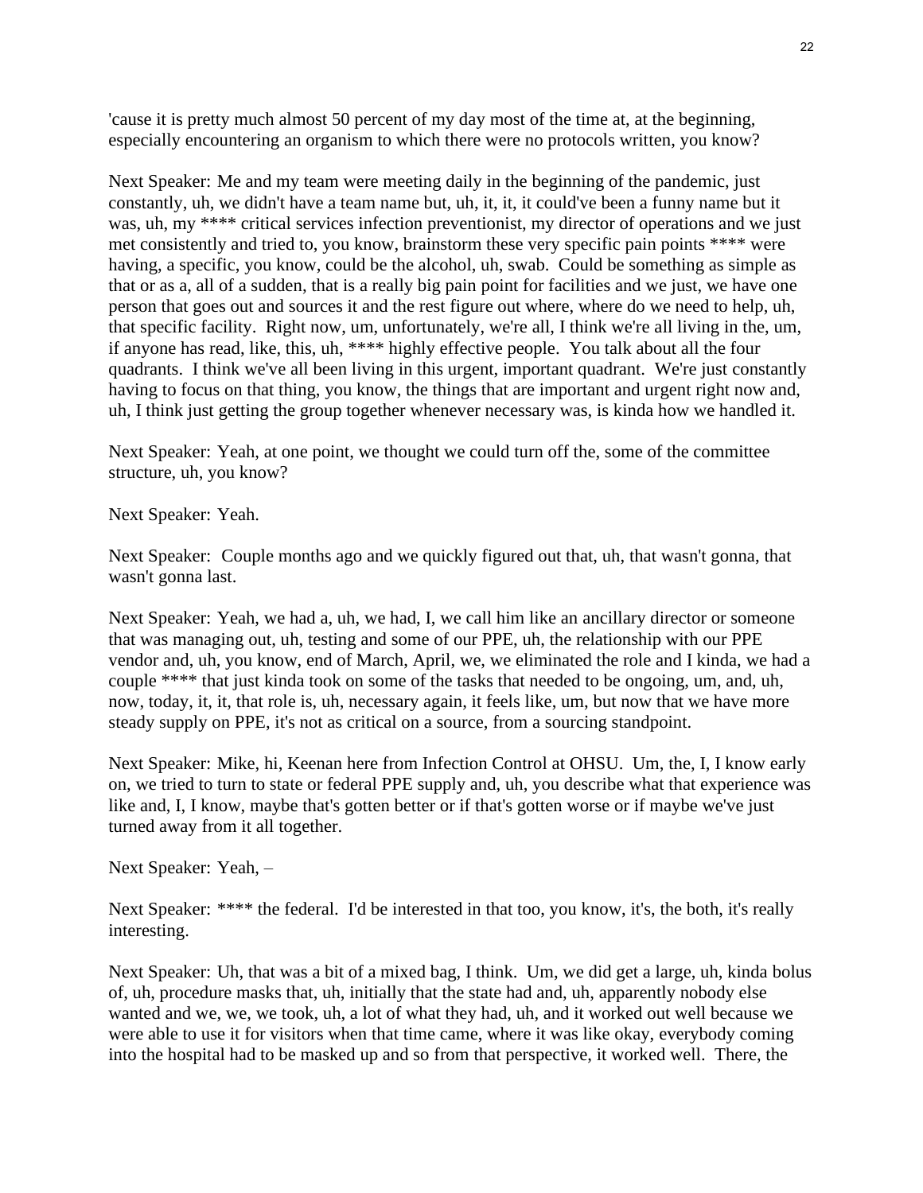'cause it is pretty much almost 50 percent of my day most of the time at, at the beginning, especially encountering an organism to which there were no protocols written, you know?

Next Speaker: Me and my team were meeting daily in the beginning of the pandemic, just constantly, uh, we didn't have a team name but, uh, it, it, it could've been a funny name but it was, uh, my **** critical services infection preventionist, my director of operations and we just met consistently and tried to, you know, brainstorm these very specific pain points **** were having, a specific, you know, could be the alcohol, uh, swab. Could be something as simple as that or as a, all of a sudden, that is a really big pain point for facilities and we just, we have one person that goes out and sources it and the rest figure out where, where do we need to help, uh, that specific facility. Right now, um, unfortunately, we're all, I think we're all living in the, um, if anyone has read, like, this, uh, **** highly effective people. You talk about all the four quadrants. I think we've all been living in this urgent, important quadrant. We're just constantly having to focus on that thing, you know, the things that are important and urgent right now and, uh, I think just getting the group together whenever necessary was, is kinda how we handled it.

Next Speaker: Yeah, at one point, we thought we could turn off the, some of the committee structure, uh, you know?

Next Speaker: Yeah.

Next Speaker: Couple months ago and we quickly figured out that, uh, that wasn't gonna, that wasn't gonna last.

Next Speaker: Yeah, we had a, uh, we had, I, we call him like an ancillary director or someone that was managing out, uh, testing and some of our PPE, uh, the relationship with our PPE vendor and, uh, you know, end of March, April, we, we eliminated the role and I kinda, we had a couple **** that just kinda took on some of the tasks that needed to be ongoing, um, and, uh, now, today, it, it, that role is, uh, necessary again, it feels like, um, but now that we have more steady supply on PPE, it's not as critical on a source, from a sourcing standpoint.

Next Speaker: Mike, hi, Keenan here from Infection Control at OHSU. Um, the, I, I know early on, we tried to turn to state or federal PPE supply and, uh, you describe what that experience was like and, I, I know, maybe that's gotten better or if that's gotten worse or if maybe we've just turned away from it all together.

Next Speaker: Yeah, –

Next Speaker: **** the federal. I'd be interested in that too, you know, it's, the both, it's really interesting.

Next Speaker: Uh, that was a bit of a mixed bag, I think. Um, we did get a large, uh, kinda bolus of, uh, procedure masks that, uh, initially that the state had and, uh, apparently nobody else wanted and we, we, we took, uh, a lot of what they had, uh, and it worked out well because we were able to use it for visitors when that time came, where it was like okay, everybody coming into the hospital had to be masked up and so from that perspective, it worked well. There, the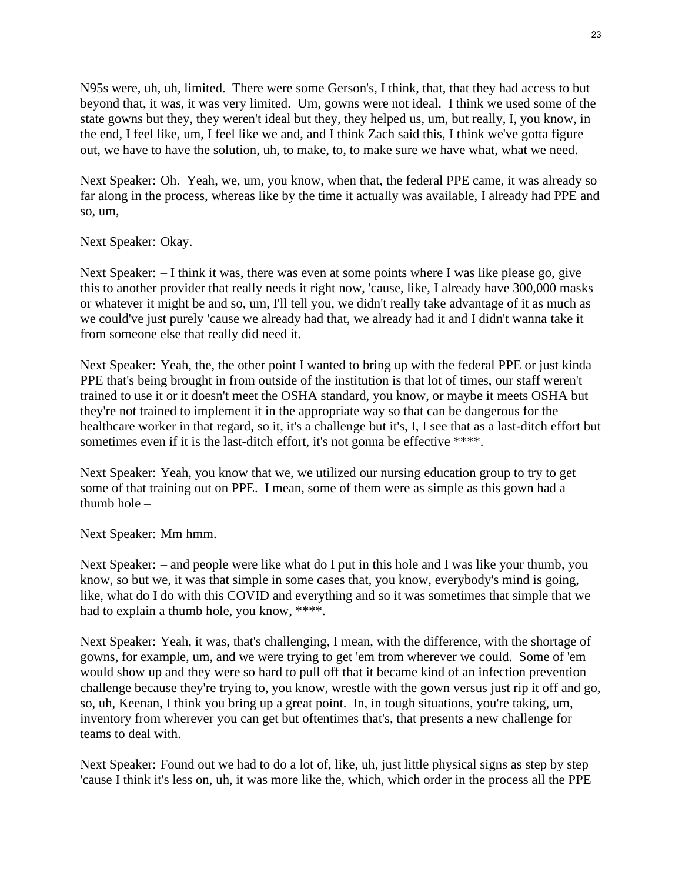N95s were, uh, uh, limited. There were some Gerson's, I think, that, that they had access to but beyond that, it was, it was very limited. Um, gowns were not ideal. I think we used some of the state gowns but they, they weren't ideal but they, they helped us, um, but really, I, you know, in the end, I feel like, um, I feel like we and, and I think Zach said this, I think we've gotta figure out, we have to have the solution, uh, to make, to, to make sure we have what, what we need.

Next Speaker: Oh. Yeah, we, um, you know, when that, the federal PPE came, it was already so far along in the process, whereas like by the time it actually was available, I already had PPE and so, um, –

Next Speaker: Okay.

Next Speaker: – I think it was, there was even at some points where I was like please go, give this to another provider that really needs it right now, 'cause, like, I already have 300,000 masks or whatever it might be and so, um, I'll tell you, we didn't really take advantage of it as much as we could've just purely 'cause we already had that, we already had it and I didn't wanna take it from someone else that really did need it.

Next Speaker: Yeah, the, the other point I wanted to bring up with the federal PPE or just kinda PPE that's being brought in from outside of the institution is that lot of times, our staff weren't trained to use it or it doesn't meet the OSHA standard, you know, or maybe it meets OSHA but they're not trained to implement it in the appropriate way so that can be dangerous for the healthcare worker in that regard, so it, it's a challenge but it's, I, I see that as a last-ditch effort but sometimes even if it is the last-ditch effort, it's not gonna be effective ****.

Next Speaker: Yeah, you know that we, we utilized our nursing education group to try to get some of that training out on PPE. I mean, some of them were as simple as this gown had a thumb hole –

Next Speaker: Mm hmm.

Next Speaker: – and people were like what do I put in this hole and I was like your thumb, you know, so but we, it was that simple in some cases that, you know, everybody's mind is going, like, what do I do with this COVID and everything and so it was sometimes that simple that we had to explain a thumb hole, you know, ****.

Next Speaker: Yeah, it was, that's challenging, I mean, with the difference, with the shortage of gowns, for example, um, and we were trying to get 'em from wherever we could. Some of 'em would show up and they were so hard to pull off that it became kind of an infection prevention challenge because they're trying to, you know, wrestle with the gown versus just rip it off and go, so, uh, Keenan, I think you bring up a great point. In, in tough situations, you're taking, um, inventory from wherever you can get but oftentimes that's, that presents a new challenge for teams to deal with.

Next Speaker: Found out we had to do a lot of, like, uh, just little physical signs as step by step 'cause I think it's less on, uh, it was more like the, which, which order in the process all the PPE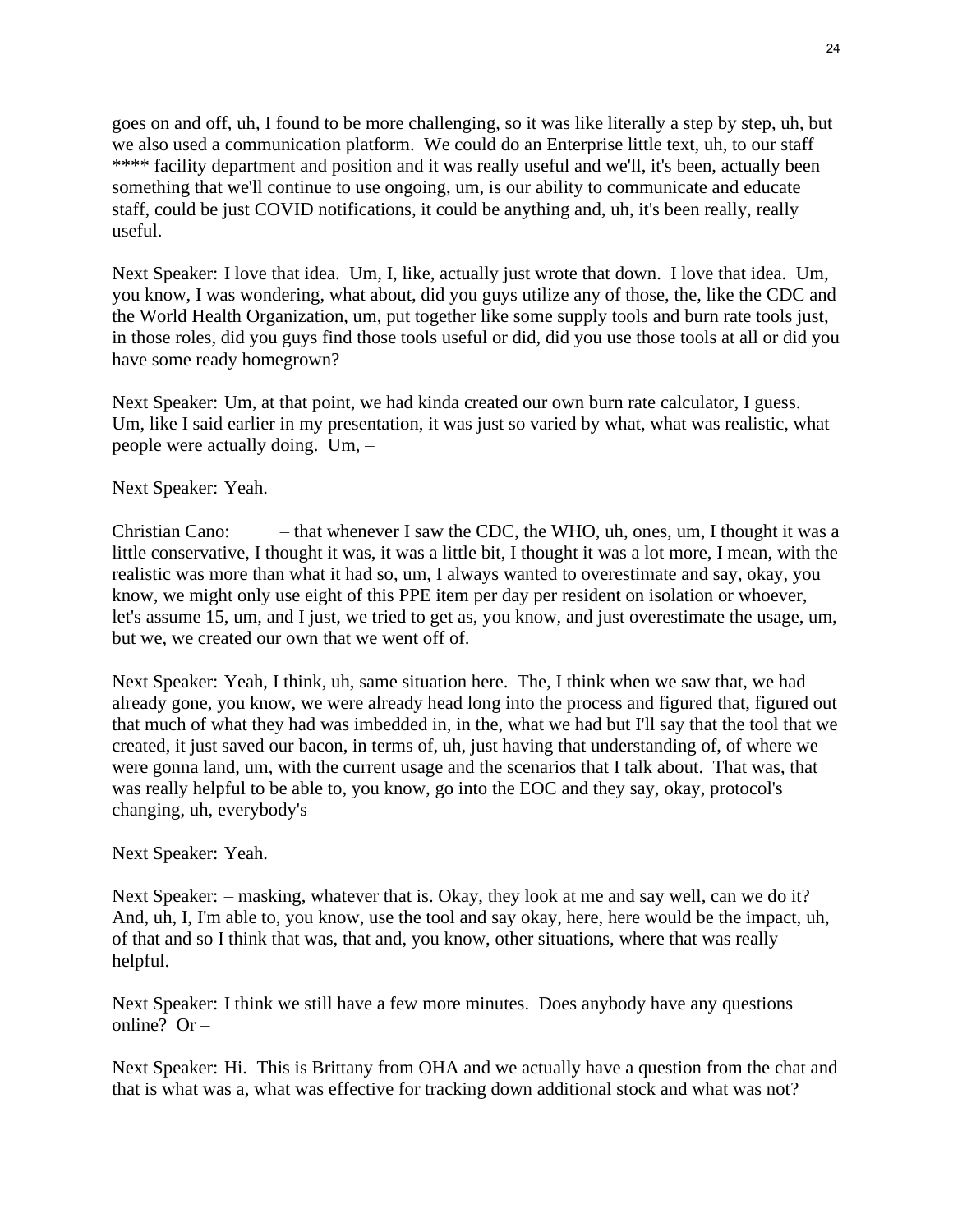goes on and off, uh, I found to be more challenging, so it was like literally a step by step, uh, but we also used a communication platform. We could do an Enterprise little text, uh, to our staff **** facility department and position and it was really useful and we'll, it's been, actually been something that we'll continue to use ongoing, um, is our ability to communicate and educate staff, could be just COVID notifications, it could be anything and, uh, it's been really, really useful.

Next Speaker: I love that idea. Um, I, like, actually just wrote that down. I love that idea. Um, you know, I was wondering, what about, did you guys utilize any of those, the, like the CDC and the World Health Organization, um, put together like some supply tools and burn rate tools just, in those roles, did you guys find those tools useful or did, did you use those tools at all or did you have some ready homegrown?

Next Speaker: Um, at that point, we had kinda created our own burn rate calculator, I guess. Um, like I said earlier in my presentation, it was just so varied by what, what was realistic, what people were actually doing. Um, –

Next Speaker: Yeah.

Christian Cano: – that whenever I saw the CDC, the WHO, uh, ones, um, I thought it was a little conservative, I thought it was, it was a little bit, I thought it was a lot more, I mean, with the realistic was more than what it had so, um, I always wanted to overestimate and say, okay, you know, we might only use eight of this PPE item per day per resident on isolation or whoever, let's assume 15, um, and I just, we tried to get as, you know, and just overestimate the usage, um, but we, we created our own that we went off of.

Next Speaker: Yeah, I think, uh, same situation here. The, I think when we saw that, we had already gone, you know, we were already head long into the process and figured that, figured out that much of what they had was imbedded in, in the, what we had but I'll say that the tool that we created, it just saved our bacon, in terms of, uh, just having that understanding of, of where we were gonna land, um, with the current usage and the scenarios that I talk about. That was, that was really helpful to be able to, you know, go into the EOC and they say, okay, protocol's changing, uh, everybody's –

Next Speaker: Yeah.

Next Speaker: – masking, whatever that is. Okay, they look at me and say well, can we do it? And, uh, I, I'm able to, you know, use the tool and say okay, here, here would be the impact, uh, of that and so I think that was, that and, you know, other situations, where that was really helpful.

Next Speaker: I think we still have a few more minutes. Does anybody have any questions online? Or –

Next Speaker: Hi. This is Brittany from OHA and we actually have a question from the chat and that is what was a, what was effective for tracking down additional stock and what was not?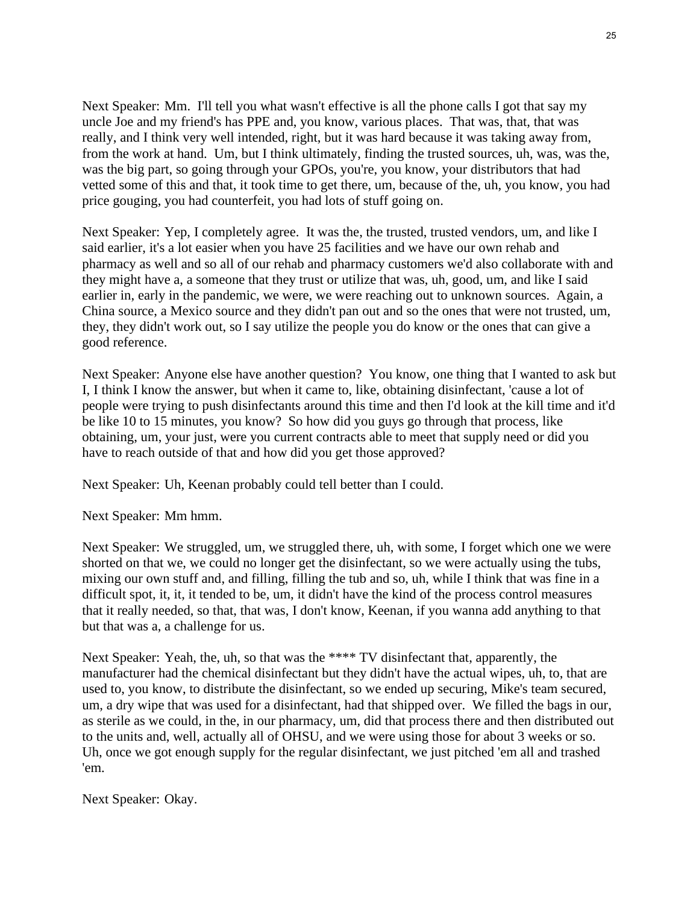Next Speaker: Mm. I'll tell you what wasn't effective is all the phone calls I got that say my uncle Joe and my friend's has PPE and, you know, various places. That was, that, that was really, and I think very well intended, right, but it was hard because it was taking away from, from the work at hand. Um, but I think ultimately, finding the trusted sources, uh, was, was the, was the big part, so going through your GPOs, you're, you know, your distributors that had vetted some of this and that, it took time to get there, um, because of the, uh, you know, you had price gouging, you had counterfeit, you had lots of stuff going on.

Next Speaker: Yep, I completely agree. It was the, the trusted, trusted vendors, um, and like I said earlier, it's a lot easier when you have 25 facilities and we have our own rehab and pharmacy as well and so all of our rehab and pharmacy customers we'd also collaborate with and they might have a, a someone that they trust or utilize that was, uh, good, um, and like I said earlier in, early in the pandemic, we were, we were reaching out to unknown sources. Again, a China source, a Mexico source and they didn't pan out and so the ones that were not trusted, um, they, they didn't work out, so I say utilize the people you do know or the ones that can give a good reference.

Next Speaker: Anyone else have another question? You know, one thing that I wanted to ask but I, I think I know the answer, but when it came to, like, obtaining disinfectant, 'cause a lot of people were trying to push disinfectants around this time and then I'd look at the kill time and it'd be like 10 to 15 minutes, you know? So how did you guys go through that process, like obtaining, um, your just, were you current contracts able to meet that supply need or did you have to reach outside of that and how did you get those approved?

Next Speaker: Uh, Keenan probably could tell better than I could.

Next Speaker: Mm hmm.

Next Speaker: We struggled, um, we struggled there, uh, with some, I forget which one we were shorted on that we, we could no longer get the disinfectant, so we were actually using the tubs, mixing our own stuff and, and filling, filling the tub and so, uh, while I think that was fine in a difficult spot, it, it, it tended to be, um, it didn't have the kind of the process control measures that it really needed, so that, that was, I don't know, Keenan, if you wanna add anything to that but that was a, a challenge for us.

Next Speaker: Yeah, the, uh, so that was the **** TV disinfectant that, apparently, the manufacturer had the chemical disinfectant but they didn't have the actual wipes, uh, to, that are used to, you know, to distribute the disinfectant, so we ended up securing, Mike's team secured, um, a dry wipe that was used for a disinfectant, had that shipped over. We filled the bags in our, as sterile as we could, in the, in our pharmacy, um, did that process there and then distributed out to the units and, well, actually all of OHSU, and we were using those for about 3 weeks or so. Uh, once we got enough supply for the regular disinfectant, we just pitched 'em all and trashed 'em.

Next Speaker: Okay.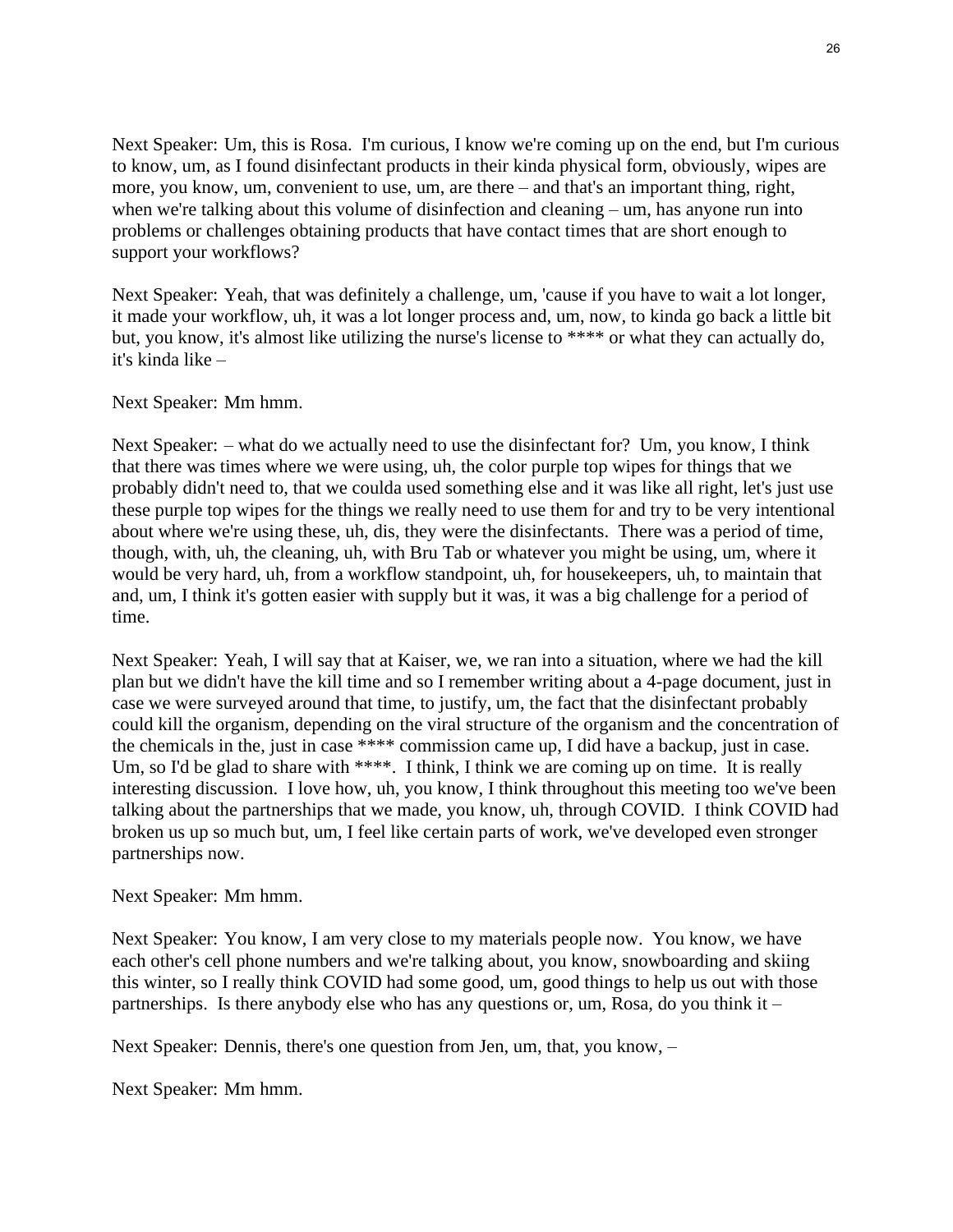Next Speaker: Um, this is Rosa. I'm curious, I know we're coming up on the end, but I'm curious to know, um, as I found disinfectant products in their kinda physical form, obviously, wipes are more, you know, um, convenient to use, um, are there – and that's an important thing, right, when we're talking about this volume of disinfection and cleaning – um, has anyone run into problems or challenges obtaining products that have contact times that are short enough to support your workflows?

Next Speaker: Yeah, that was definitely a challenge, um, 'cause if you have to wait a lot longer, it made your workflow, uh, it was a lot longer process and, um, now, to kinda go back a little bit but, you know, it's almost like utilizing the nurse's license to **** or what they can actually do, it's kinda like –

Next Speaker: Mm hmm.

Next Speaker: – what do we actually need to use the disinfectant for? Um, you know, I think that there was times where we were using, uh, the color purple top wipes for things that we probably didn't need to, that we coulda used something else and it was like all right, let's just use these purple top wipes for the things we really need to use them for and try to be very intentional about where we're using these, uh, dis, they were the disinfectants. There was a period of time, though, with, uh, the cleaning, uh, with Bru Tab or whatever you might be using, um, where it would be very hard, uh, from a workflow standpoint, uh, for housekeepers, uh, to maintain that and, um, I think it's gotten easier with supply but it was, it was a big challenge for a period of time.

Next Speaker: Yeah, I will say that at Kaiser, we, we ran into a situation, where we had the kill plan but we didn't have the kill time and so I remember writing about a 4-page document, just in case we were surveyed around that time, to justify, um, the fact that the disinfectant probably could kill the organism, depending on the viral structure of the organism and the concentration of the chemicals in the, just in case **** commission came up, I did have a backup, just in case. Um, so I'd be glad to share with ****. I think, I think we are coming up on time. It is really interesting discussion. I love how, uh, you know, I think throughout this meeting too we've been talking about the partnerships that we made, you know, uh, through COVID. I think COVID had broken us up so much but, um, I feel like certain parts of work, we've developed even stronger partnerships now.

Next Speaker: Mm hmm.

Next Speaker: You know, I am very close to my materials people now. You know, we have each other's cell phone numbers and we're talking about, you know, snowboarding and skiing this winter, so I really think COVID had some good, um, good things to help us out with those partnerships. Is there anybody else who has any questions or, um, Rosa, do you think it –

Next Speaker: Dennis, there's one question from Jen, um, that, you know, –

Next Speaker: Mm hmm.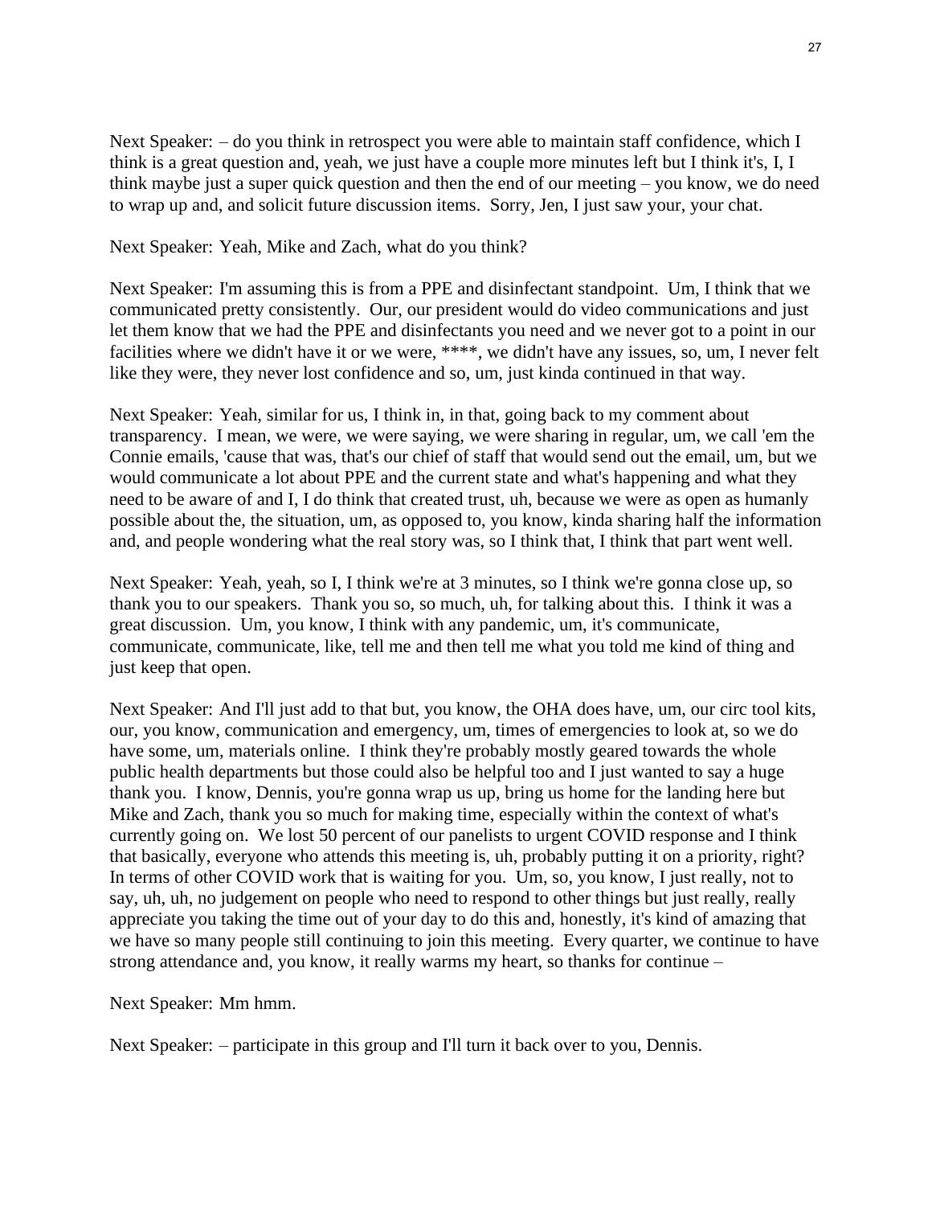Next Speaker: – do you think in retrospect you were able to maintain staff confidence, which I think is a great question and, yeah, we just have a couple more minutes left but I think it's, I, I think maybe just a super quick question and then the end of our meeting – you know, we do need to wrap up and, and solicit future discussion items. Sorry, Jen, I just saw your, your chat.

Next Speaker: Yeah, Mike and Zach, what do you think?

Next Speaker: I'm assuming this is from a PPE and disinfectant standpoint. Um, I think that we communicated pretty consistently. Our, our president would do video communications and just let them know that we had the PPE and disinfectants you need and we never got to a point in our facilities where we didn't have it or we were, ****, we didn't have any issues, so, um, I never felt like they were, they never lost confidence and so, um, just kinda continued in that way.

Next Speaker: Yeah, similar for us, I think in, in that, going back to my comment about transparency. I mean, we were, we were saying, we were sharing in regular, um, we call 'em the Connie emails, 'cause that was, that's our chief of staff that would send out the email, um, but we would communicate a lot about PPE and the current state and what's happening and what they need to be aware of and I, I do think that created trust, uh, because we were as open as humanly possible about the, the situation, um, as opposed to, you know, kinda sharing half the information and, and people wondering what the real story was, so I think that, I think that part went well.

Next Speaker: Yeah, yeah, so I, I think we're at 3 minutes, so I think we're gonna close up, so thank you to our speakers. Thank you so, so much, uh, for talking about this. I think it was a great discussion. Um, you know, I think with any pandemic, um, it's communicate, communicate, communicate, like, tell me and then tell me what you told me kind of thing and just keep that open.

Next Speaker: And I'll just add to that but, you know, the OHA does have, um, our circ tool kits, our, you know, communication and emergency, um, times of emergencies to look at, so we do have some, um, materials online. I think they're probably mostly geared towards the whole public health departments but those could also be helpful too and I just wanted to say a huge thank you. I know, Dennis, you're gonna wrap us up, bring us home for the landing here but Mike and Zach, thank you so much for making time, especially within the context of what's currently going on. We lost 50 percent of our panelists to urgent COVID response and I think that basically, everyone who attends this meeting is, uh, probably putting it on a priority, right? In terms of other COVID work that is waiting for you. Um, so, you know, I just really, not to say, uh, uh, no judgement on people who need to respond to other things but just really, really appreciate you taking the time out of your day to do this and, honestly, it's kind of amazing that we have so many people still continuing to join this meeting. Every quarter, we continue to have strong attendance and, you know, it really warms my heart, so thanks for continue –

Next Speaker: Mm hmm.

Next Speaker: – participate in this group and I'll turn it back over to you, Dennis.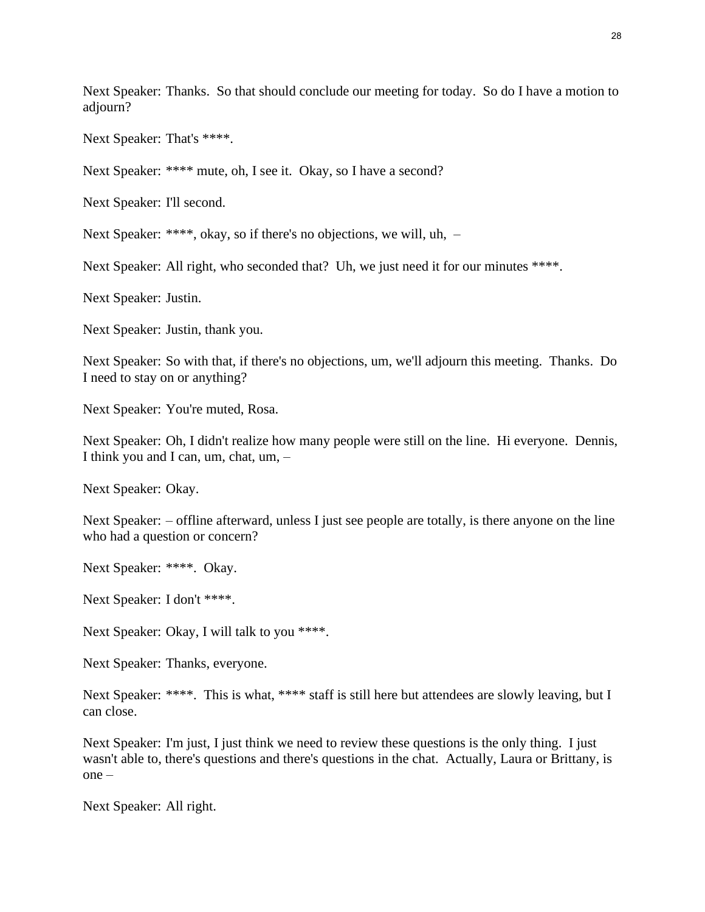Next Speaker: Thanks. So that should conclude our meeting for today. So do I have a motion to adjourn?

Next Speaker: That's ****.

Next Speaker: **** mute, oh, I see it. Okay, so I have a second?

Next Speaker: I'll second.

Next Speaker: ****, okay, so if there's no objections, we will, uh, –

Next Speaker: All right, who seconded that? Uh, we just need it for our minutes ****.

Next Speaker: Justin.

Next Speaker: Justin, thank you.

Next Speaker: So with that, if there's no objections, um, we'll adjourn this meeting. Thanks. Do I need to stay on or anything?

Next Speaker: You're muted, Rosa.

Next Speaker: Oh, I didn't realize how many people were still on the line. Hi everyone. Dennis, I think you and I can, um, chat, um, –

Next Speaker: Okay.

Next Speaker: – offline afterward, unless I just see people are totally, is there anyone on the line who had a question or concern?

Next Speaker: ****. Okay.

Next Speaker: I don't ****.

Next Speaker: Okay, I will talk to you ****.

Next Speaker: Thanks, everyone.

Next Speaker: ****. This is what, **** staff is still here but attendees are slowly leaving, but I can close.

Next Speaker: I'm just, I just think we need to review these questions is the only thing. I just wasn't able to, there's questions and there's questions in the chat. Actually, Laura or Brittany, is one –

Next Speaker: All right.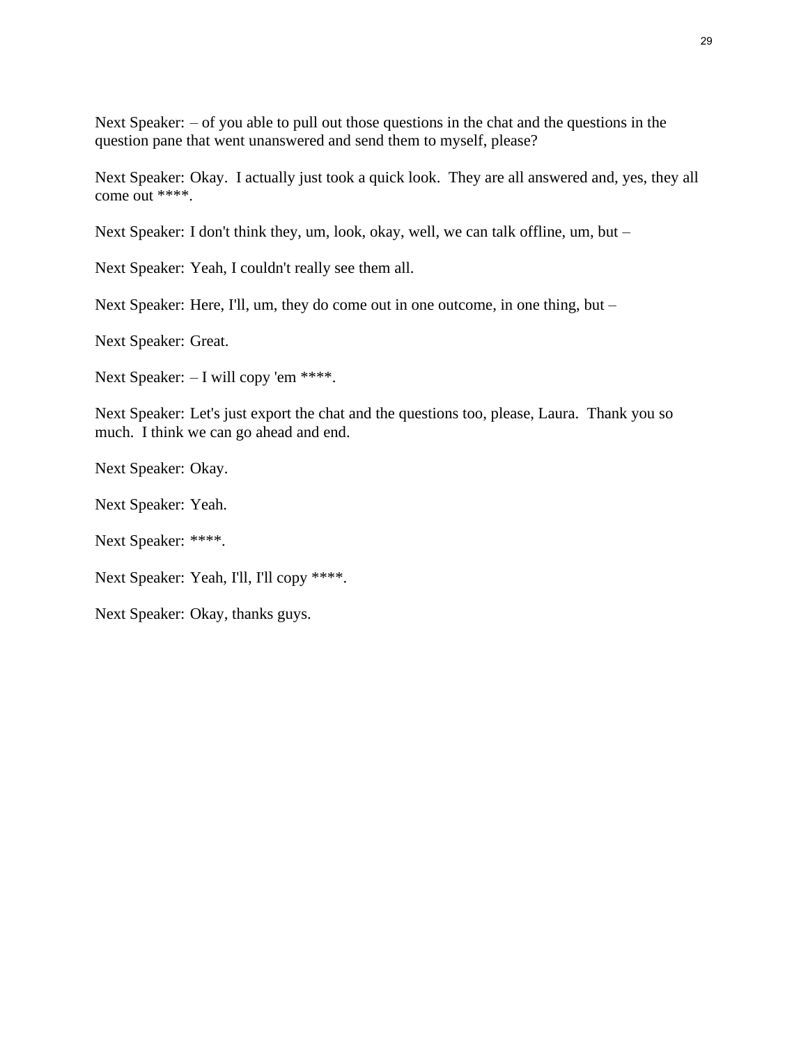Next Speaker: – of you able to pull out those questions in the chat and the questions in the question pane that went unanswered and send them to myself, please?

Next Speaker: Okay. I actually just took a quick look. They are all answered and, yes, they all come out ****.

Next Speaker: I don't think they, um, look, okay, well, we can talk offline, um, but –

Next Speaker: Yeah, I couldn't really see them all.

Next Speaker: Here, I'll, um, they do come out in one outcome, in one thing, but –

Next Speaker: Great.

Next Speaker: – I will copy 'em ****.

Next Speaker: Let's just export the chat and the questions too, please, Laura. Thank you so much. I think we can go ahead and end.

Next Speaker: Okay.

Next Speaker: Yeah.

Next Speaker: ****.

Next Speaker: Yeah, I'll, I'll copy ****.

Next Speaker: Okay, thanks guys.